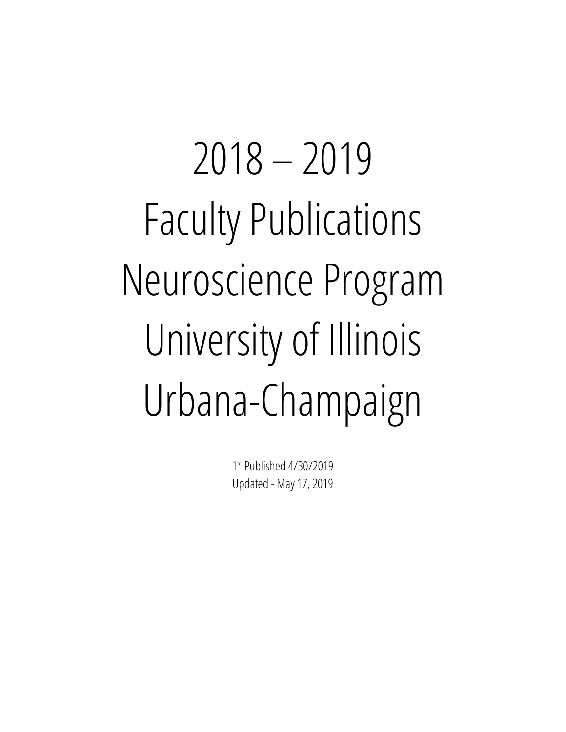# 2018 – 2019
# Faculty Publications
# Neuroscience Program
# University of Illinois
# Urbana-Champaign

1st Published 4/30/2019

Updated - May 17, 2019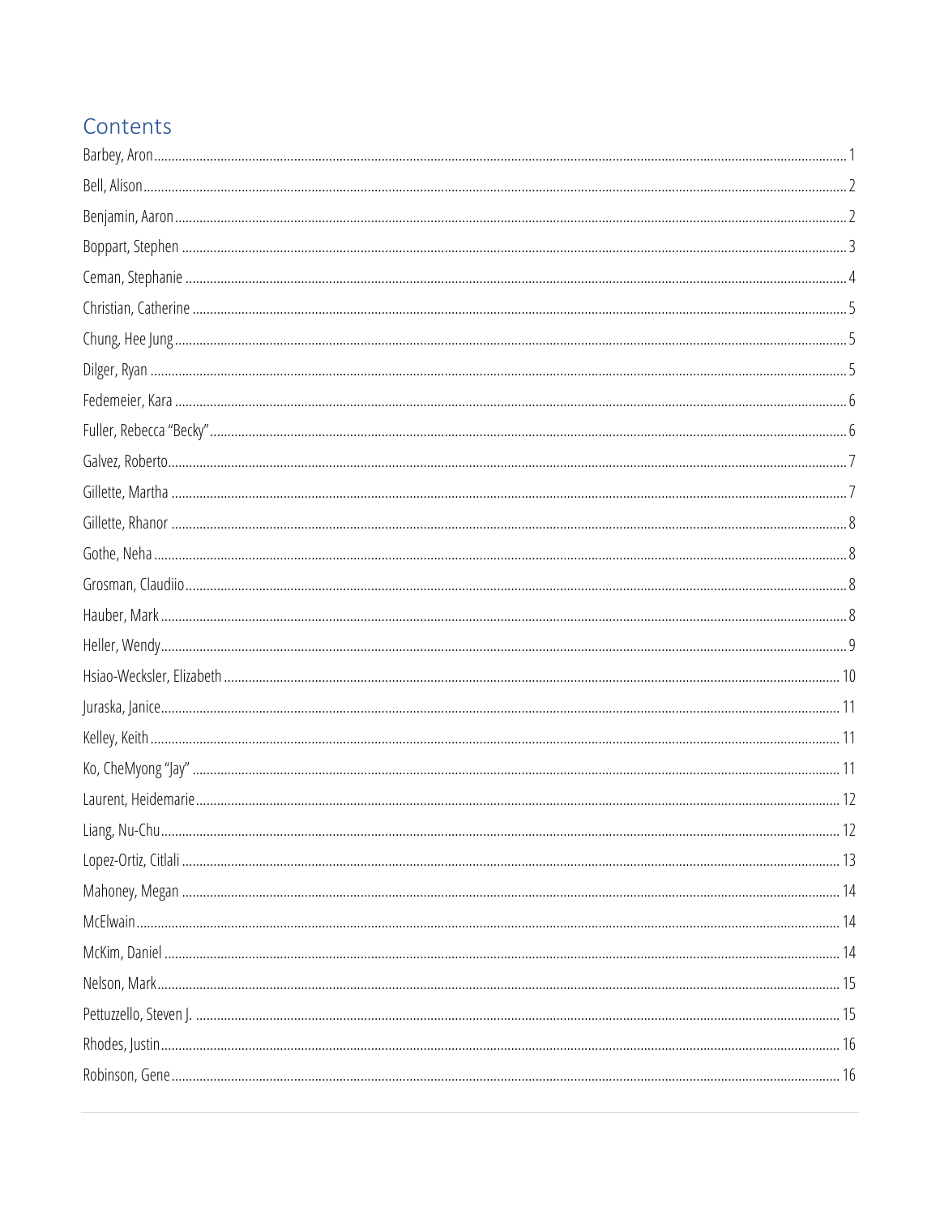# Contents

Barbey, Aron ........................................................................................................ 1
Bell, Alison ........................................................................................................ 2
Benjamin, Aaron ........................................................................................................ 2
Boppart, Stephen ........................................................................................................ 3
Ceman, Stephanie ........................................................................................................ 4
Christian, Catherine ........................................................................................................ 5
Chung, Hee Jung ........................................................................................................ 5
Dilger, Ryan ........................................................................................................ 5
Fedemeier, Kara ........................................................................................................ 6
Fuller, Rebecca "Becky" ........................................................................................................ 6
Galvez, Roberto ........................................................................................................ 7
Gillette, Martha ........................................................................................................ 7
Gillette, Rhanor ........................................................................................................ 8
Gothe, Neha ........................................................................................................ 8
Grosman, Claudiio ........................................................................................................ 8
Hauber, Mark ........................................................................................................ 8
Heller, Wendy ........................................................................................................ 9
Hsiao-Wecksler, Elizabeth ........................................................................................................ 10
Juraska, Janice ........................................................................................................ 11
Kelley, Keith ........................................................................................................ 11
Ko, CheMyong "Jay" ........................................................................................................ 11
Laurent, Heidemarie ........................................................................................................ 12
Liang, Nu-Chu ........................................................................................................ 12
Lopez-Ortiz, Citlali ........................................................................................................ 13
Mahoney, Megan ........................................................................................................ 14
McElwain ........................................................................................................ 14
McKim, Daniel ........................................................................................................ 14
Nelson, Mark ........................................................................................................ 15
Pettuzzello, Steven J. ........................................................................................................ 15
Rhodes, Justin ........................................................................................................ 16
Robinson, Gene ........................................................................................................ 16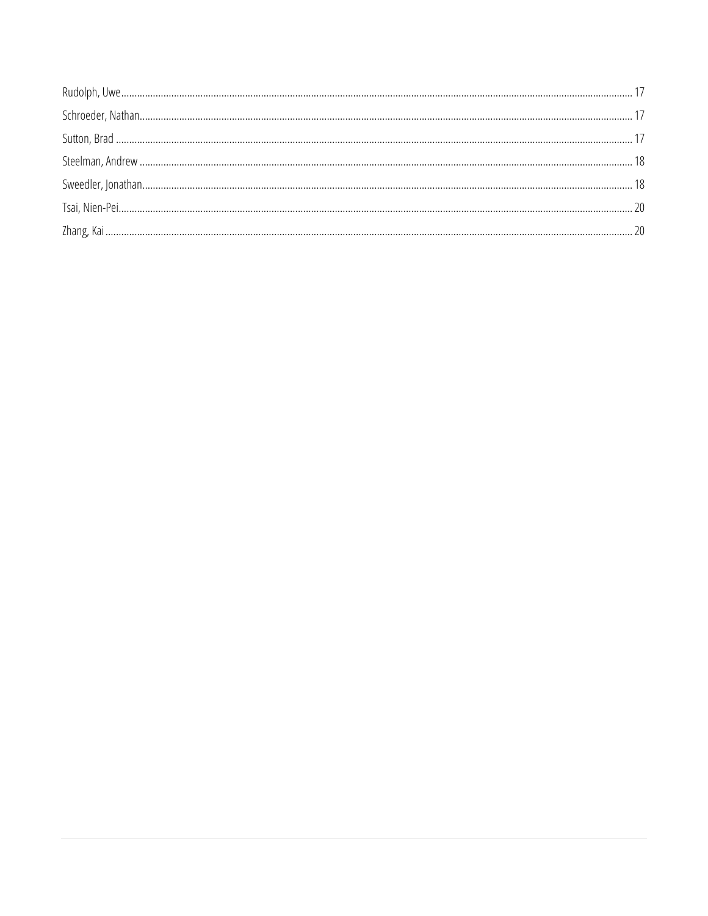Rudolph, Uwe ........................................................................................................................................................ 17

Schroeder, Nathan ................................................................................................................................................ 17

Sutton, Brad ......................................................................................................................................................... 17

Steelman, Andrew ................................................................................................................................................ 18

Sweedler, Jonathan ............................................................................................................................................... 18

Tsai, Nien-Pei ...................................................................................................................................................... 20

Zhang, Kai ........................................................................................................................................................... 20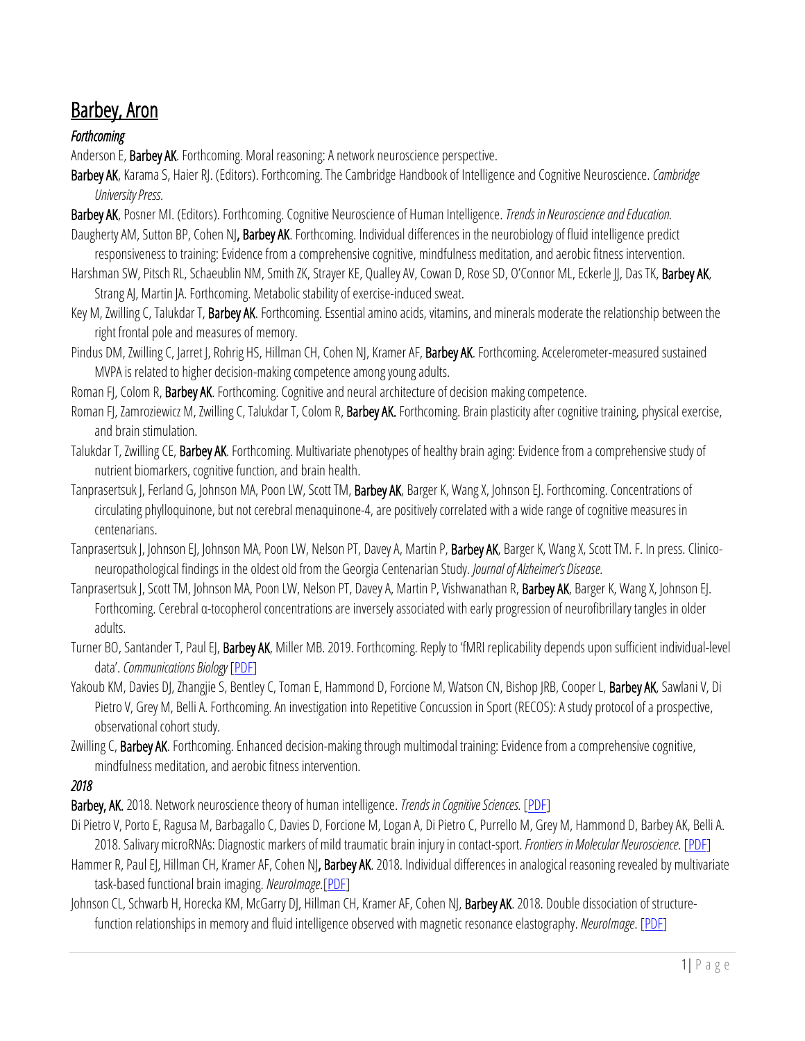# Barbey, Aron

### *Forthcoming*

Anderson E, **Barbey AK**. Forthcoming. Moral reasoning: A network neuroscience perspective.

**Barbey AK**, Karama S, Haier RJ. (Editors). Forthcoming. The Cambridge Handbook of Intelligence and Cognitive Neuroscience. *Cambridge University Press.*

**Barbey AK**, Posner MI. (Editors). Forthcoming. Cognitive Neuroscience of Human Intelligence. *Trends in Neuroscience and Education.*

Daugherty AM, Sutton BP, Cohen NJ**, Barbey AK**. Forthcoming. Individual differences in the neurobiology of fluid intelligence predict responsiveness to training: Evidence from a comprehensive cognitive, mindfulness meditation, and aerobic fitness intervention.

Harshman SW, Pitsch RL, Schaeublin NM, Smith ZK, Strayer KE, Qualley AV, Cowan D, Rose SD, O'Connor ML, Eckerle JJ, Das TK, **Barbey AK**, Strang AJ, Martin JA. Forthcoming. Metabolic stability of exercise-induced sweat.

Key M, Zwilling C, Talukdar T, **Barbey AK**. Forthcoming. Essential amino acids, vitamins, and minerals moderate the relationship between the right frontal pole and measures of memory.

Pindus DM, Zwilling C, Jarret J, Rohrig HS, Hillman CH, Cohen NJ, Kramer AF, **Barbey AK**. Forthcoming. Accelerometer-measured sustained MVPA is related to higher decision-making competence among young adults.

Roman FJ, Colom R, **Barbey AK**. Forthcoming. Cognitive and neural architecture of decision making competence.

Roman FJ, Zamroziewicz M, Zwilling C, Talukdar T, Colom R, **Barbey AK.** Forthcoming. Brain plasticity after cognitive training, physical exercise, and brain stimulation.

Talukdar T, Zwilling CE, **Barbey AK**. Forthcoming. Multivariate phenotypes of healthy brain aging: Evidence from a comprehensive study of nutrient biomarkers, cognitive function, and brain health.

Tanprasertsuk J, Ferland G, Johnson MA, Poon LW, Scott TM, **Barbey AK**, Barger K, Wang X, Johnson EJ. Forthcoming. Concentrations of circulating phylloquinone, but not cerebral menaquinone-4, are positively correlated with a wide range of cognitive measures in centenarians.

Tanprasertsuk J, Johnson EJ, Johnson MA, Poon LW, Nelson PT, Davey A, Martin P, **Barbey AK**, Barger K, Wang X, Scott TM. F. In press. Clinico-neuropathological findings in the oldest old from the Georgia Centenarian Study. *Journal of Alzheimer's Disease.*

Tanprasertsuk J, Scott TM, Johnson MA, Poon LW, Nelson PT, Davey A, Martin P, Vishwanathan R, **Barbey AK**, Barger K, Wang X, Johnson EJ. Forthcoming. Cerebral α-tocopherol concentrations are inversely associated with early progression of neurofibrillary tangles in older adults.

Turner BO, Santander T, Paul EJ, **Barbey AK**, Miller MB. 2019. Forthcoming. Reply to 'fMRI replicability depends upon sufficient individual-level data'. *Communications Biology* [PDF]

Yakoub KM, Davies DJ, Zhangjie S, Bentley C, Toman E, Hammond D, Forcione M, Watson CN, Bishop JRB, Cooper L, **Barbey AK**, Sawlani V, Di Pietro V, Grey M, Belli A. Forthcoming. An investigation into Repetitive Concussion in Sport (RECOS): A study protocol of a prospective, observational cohort study.

Zwilling C, **Barbey AK**. Forthcoming. Enhanced decision-making through multimodal training: Evidence from a comprehensive cognitive, mindfulness meditation, and aerobic fitness intervention.

### *2018*

**Barbey, AK.** 2018. Network neuroscience theory of human intelligence. *Trends in Cognitive Sciences.* [PDF]

Di Pietro V, Porto E, Ragusa M, Barbagallo C, Davies D, Forcione M, Logan A, Di Pietro C, Purrello M, Grey M, Hammond D, Barbey AK, Belli A. 2018. Salivary microRNAs: Diagnostic markers of mild traumatic brain injury in contact-sport. *Frontiers in Molecular Neuroscience.* [PDF]

Hammer R, Paul EJ, Hillman CH, Kramer AF, Cohen NJ**, Barbey AK**. 2018. Individual differences in analogical reasoning revealed by multivariate task-based functional brain imaging. *NeuroImage*.[PDF]

Johnson CL, Schwarb H, Horecka KM, McGarry DJ, Hillman CH, Kramer AF, Cohen NJ, **Barbey AK**. 2018. Double dissociation of structure-function relationships in memory and fluid intelligence observed with magnetic resonance elastography. *NeuroImage*. [PDF]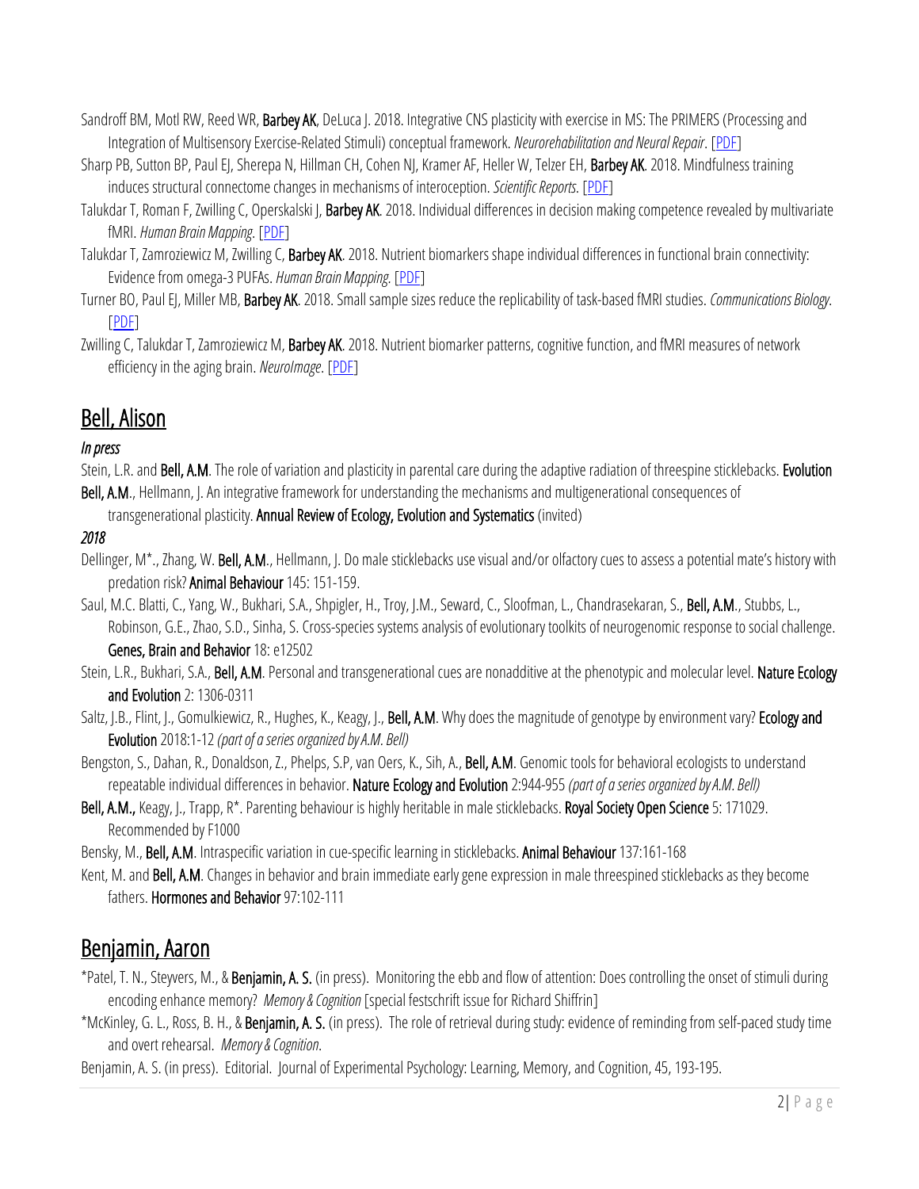Sandroff BM, Motl RW, Reed WR, **Barbey AK**, DeLuca J. 2018. Integrative CNS plasticity with exercise in MS: The PRIMERS (Processing and Integration of Multisensory Exercise-Related Stimuli) conceptual framework. *Neurorehabilitation and Neural Repair*. [PDF]

Sharp PB, Sutton BP, Paul EJ, Sherepa N, Hillman CH, Cohen NJ, Kramer AF, Heller W, Telzer EH, **Barbey AK**. 2018. Mindfulness training induces structural connectome changes in mechanisms of interoception. *Scientific Reports*. [PDF]

Talukdar T, Roman F, Zwilling C, Operskalski J, **Barbey AK**. 2018. Individual differences in decision making competence revealed by multivariate fMRI. *Human Brain Mapping*. [PDF]

Talukdar T, Zamroziewicz M, Zwilling C, **Barbey AK**. 2018. Nutrient biomarkers shape individual differences in functional brain connectivity: Evidence from omega-3 PUFAs. *Human Brain Mapping*. [PDF]

Turner BO, Paul EJ, Miller MB, **Barbey AK**. 2018. Small sample sizes reduce the replicability of task-based fMRI studies. *Communications Biology*. [PDF]

Zwilling C, Talukdar T, Zamroziewicz M, **Barbey AK**. 2018. Nutrient biomarker patterns, cognitive function, and fMRI measures of network efficiency in the aging brain. *NeuroImage*. [PDF]

## Bell, Alison

### *In press*

Stein, L.R. and **Bell, A.M**. The role of variation and plasticity in parental care during the adaptive radiation of threespine sticklebacks. **Evolution**

**Bell, A.M**., Hellmann, J. An integrative framework for understanding the mechanisms and multigenerational consequences of transgenerational plasticity. **Annual Review of Ecology, Evolution and Systematics** (invited)

### *2018*

Dellinger, M*., Zhang, W. **Bell, A.M**., Hellmann, J. Do male sticklebacks use visual and/or olfactory cues to assess a potential mate's history with predation risk? **Animal Behaviour** 145: 151-159.

Saul, M.C. Blatti, C., Yang, W., Bukhari, S.A., Shpigler, H., Troy, J.M., Seward, C., Sloofman, L., Chandrasekaran, S., **Bell, A.M**., Stubbs, L., Robinson, G.E., Zhao, S.D., Sinha, S. Cross-species systems analysis of evolutionary toolkits of neurogenomic response to social challenge. **Genes, Brain and Behavior** 18: e12502

Stein, L.R., Bukhari, S.A., **Bell, A.M**. Personal and transgenerational cues are nonadditive at the phenotypic and molecular level. **Nature Ecology and Evolution** 2: 1306-0311

Saltz, J.B., Flint, J., Gomulkiewicz, R., Hughes, K., Keagy, J., **Bell, A.M**. Why does the magnitude of genotype by environment vary? **Ecology and Evolution** 2018:1-12 *(part of a series organized by A.M. Bell)*

Bengston, S., Dahan, R., Donaldson, Z., Phelps, S.P, van Oers, K., Sih, A., **Bell, A.M**. Genomic tools for behavioral ecologists to understand repeatable individual differences in behavior. **Nature Ecology and Evolution** 2:944-955 *(part of a series organized by A.M. Bell)*

**Bell, A.M.**, Keagy, J., Trapp, R*. Parenting behaviour is highly heritable in male sticklebacks. **Royal Society Open Science** 5: 171029. Recommended by F1000

Bensky, M., **Bell, A.M**. Intraspecific variation in cue-specific learning in sticklebacks. **Animal Behaviour** 137:161-168

Kent, M. and **Bell, A.M**. Changes in behavior and brain immediate early gene expression in male threespined sticklebacks as they become fathers. **Hormones and Behavior** 97:102-111

## Benjamin, Aaron

*Patel, T. N., Steyvers, M., & **Benjamin, A. S.** (in press). Monitoring the ebb and flow of attention: Does controlling the onset of stimuli during encoding enhance memory? *Memory & Cognition* [special festschrift issue for Richard Shiffrin]

*McKinley, G. L., Ross, B. H., & **Benjamin, A. S.** (in press). The role of retrieval during study: evidence of reminding from self-paced study time and overt rehearsal. *Memory & Cognition*.

Benjamin, A. S. (in press). Editorial. Journal of Experimental Psychology: Learning, Memory, and Cognition, 45, 193-195.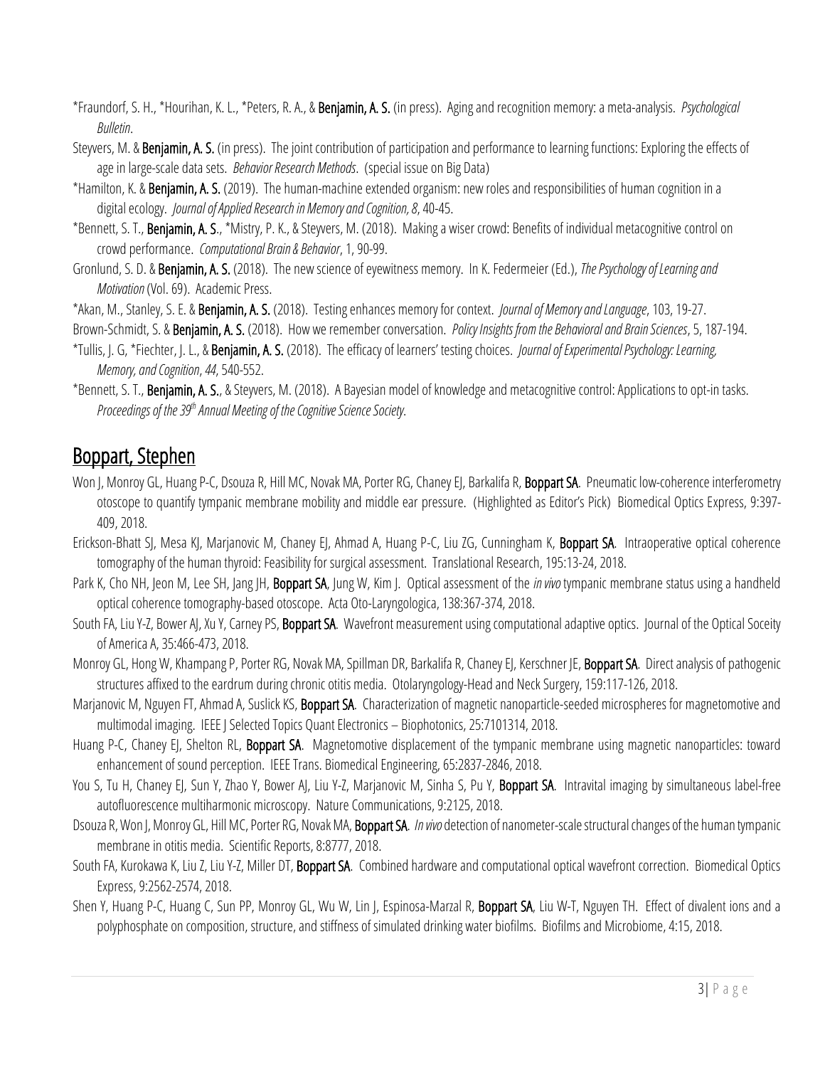*Fraundorf, S. H., *Hourihan, K. L., *Peters, R. A., & **Benjamin, A. S.** (in press). Aging and recognition memory: a meta-analysis. *Psychological Bulletin*.

Steyvers, M. & **Benjamin, A. S.** (in press). The joint contribution of participation and performance to learning functions: Exploring the effects of age in large-scale data sets. *Behavior Research Methods*. (special issue on Big Data)

*Hamilton, K. & **Benjamin, A. S.** (2019). The human-machine extended organism: new roles and responsibilities of human cognition in a digital ecology. *Journal of Applied Research in Memory and Cognition, 8*, 40-45.

*Bennett, S. T., **Benjamin, A. S**., *Mistry, P. K., & Steyvers, M. (2018). Making a wiser crowd: Benefits of individual metacognitive control on crowd performance. *Computational Brain & Behavior*, 1, 90-99.

Gronlund, S. D. & **Benjamin, A. S.** (2018). The new science of eyewitness memory. In K. Federmeier (Ed.), *The Psychology of Learning and Motivation* (Vol. 69). Academic Press.

*Akan, M., Stanley, S. E. & **Benjamin, A. S.** (2018). Testing enhances memory for context. *Journal of Memory and Language*, 103, 19-27.

Brown-Schmidt, S. & **Benjamin, A. S.** (2018). How we remember conversation. *Policy Insights from the Behavioral and Brain Sciences*, 5, 187-194.

*Tullis, J. G, *Fiechter, J. L., & **Benjamin, A. S.** (2018). The efficacy of learners' testing choices. *Journal of Experimental Psychology: Learning, Memory, and Cognition*, *44*, 540-552.

*Bennett, S. T., **Benjamin, A. S.**, & Steyvers, M. (2018). A Bayesian model of knowledge and metacognitive control: Applications to opt-in tasks. *Proceedings of the 39th Annual Meeting of the Cognitive Science Society.*

## Boppart, Stephen

Won J, Monroy GL, Huang P-C, Dsouza R, Hill MC, Novak MA, Porter RG, Chaney EJ, Barkalifa R, **Boppart SA**. Pneumatic low-coherence interferometry otoscope to quantify tympanic membrane mobility and middle ear pressure. (Highlighted as Editor's Pick) Biomedical Optics Express, 9:397-409, 2018.

Erickson-Bhatt SJ, Mesa KJ, Marjanovic M, Chaney EJ, Ahmad A, Huang P-C, Liu ZG, Cunningham K, **Boppart SA**. Intraoperative optical coherence tomography of the human thyroid: Feasibility for surgical assessment. Translational Research, 195:13-24, 2018.

Park K, Cho NH, Jeon M, Lee SH, Jang JH, **Boppart SA**, Jung W, Kim J. Optical assessment of the *in vivo* tympanic membrane status using a handheld optical coherence tomography-based otoscope. Acta Oto-Laryngologica, 138:367-374, 2018.

South FA, Liu Y-Z, Bower AJ, Xu Y, Carney PS, **Boppart SA**. Wavefront measurement using computational adaptive optics. Journal of the Optical Soceity of America A, 35:466-473, 2018.

Monroy GL, Hong W, Khampang P, Porter RG, Novak MA, Spillman DR, Barkalifa R, Chaney EJ, Kerschner JE, **Boppart SA**. Direct analysis of pathogenic structures affixed to the eardrum during chronic otitis media. Otolaryngology-Head and Neck Surgery, 159:117-126, 2018.

Marjanovic M, Nguyen FT, Ahmad A, Suslick KS, **Boppart SA**. Characterization of magnetic nanoparticle-seeded microspheres for magnetomotive and multimodal imaging. IEEE J Selected Topics Quant Electronics – Biophotonics, 25:7101314, 2018.

Huang P-C, Chaney EJ, Shelton RL, **Boppart SA**. Magnetomotive displacement of the tympanic membrane using magnetic nanoparticles: toward enhancement of sound perception. IEEE Trans. Biomedical Engineering, 65:2837-2846, 2018.

You S, Tu H, Chaney EJ, Sun Y, Zhao Y, Bower AJ, Liu Y-Z, Marjanovic M, Sinha S, Pu Y, **Boppart SA**. Intravital imaging by simultaneous label-free autofluorescence multiharmonic microscopy. Nature Communications, 9:2125, 2018.

Dsouza R, Won J, Monroy GL, Hill MC, Porter RG, Novak MA, **Boppart SA**. *In vivo* detection of nanometer-scale structural changes of the human tympanic membrane in otitis media. Scientific Reports, 8:8777, 2018.

South FA, Kurokawa K, Liu Z, Liu Y-Z, Miller DT, **Boppart SA**. Combined hardware and computational optical wavefront correction. Biomedical Optics Express, 9:2562-2574, 2018.

Shen Y, Huang P-C, Huang C, Sun PP, Monroy GL, Wu W, Lin J, Espinosa-Marzal R, **Boppart SA**, Liu W-T, Nguyen TH. Effect of divalent ions and a polyphosphate on composition, structure, and stiffness of simulated drinking water biofilms. Biofilms and Microbiome, 4:15, 2018.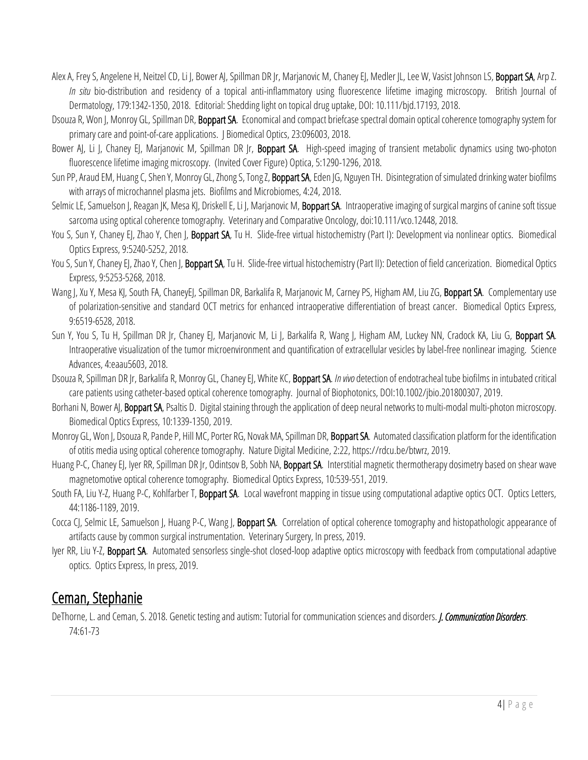Alex A, Frey S, Angelene H, Neitzel CD, Li J, Bower AJ, Spillman DR Jr, Marjanovic M, Chaney EJ, Medler JL, Lee W, Vasist Johnson LS, **Boppart SA**, Arp Z. *In situ* bio-distribution and residency of a topical anti-inflammatory using fluorescence lifetime imaging microscopy. British Journal of Dermatology, 179:1342-1350, 2018. Editorial: Shedding light on topical drug uptake, DOI: 10.111/bjd.17193, 2018.

Dsouza R, Won J, Monroy GL, Spillman DR, **Boppart SA**. Economical and compact briefcase spectral domain optical coherence tomography system for primary care and point-of-care applications. J Biomedical Optics, 23:096003, 2018.

Bower AJ, Li J, Chaney EJ, Marjanovic M, Spillman DR Jr, **Boppart SA**. High-speed imaging of transient metabolic dynamics using two-photon fluorescence lifetime imaging microscopy. (Invited Cover Figure) Optica, 5:1290-1296, 2018.

Sun PP, Araud EM, Huang C, Shen Y, Monroy GL, Zhong S, Tong Z, **Boppart SA**, Eden JG, Nguyen TH. Disintegration of simulated drinking water biofilms with arrays of microchannel plasma jets. Biofilms and Microbiomes, 4:24, 2018.

Selmic LE, Samuelson J, Reagan JK, Mesa KJ, Driskell E, Li J, Marjanovic M, **Boppart SA**. Intraoperative imaging of surgical margins of canine soft tissue sarcoma using optical coherence tomography. Veterinary and Comparative Oncology, doi:10.111/vco.12448, 2018.

You S, Sun Y, Chaney EJ, Zhao Y, Chen J, **Boppart SA**, Tu H. Slide-free virtual histochemistry (Part I): Development via nonlinear optics. Biomedical Optics Express, 9:5240-5252, 2018.

You S, Sun Y, Chaney EJ, Zhao Y, Chen J, **Boppart SA**, Tu H. Slide-free virtual histochemistry (Part II): Detection of field cancerization. Biomedical Optics Express, 9:5253-5268, 2018.

Wang J, Xu Y, Mesa KJ, South FA, ChaneyEJ, Spillman DR, Barkalifa R, Marjanovic M, Carney PS, Higham AM, Liu ZG, **Boppart SA**. Complementary use of polarization-sensitive and standard OCT metrics for enhanced intraoperative differentiation of breast cancer. Biomedical Optics Express, 9:6519-6528, 2018.

Sun Y, You S, Tu H, Spillman DR Jr, Chaney EJ, Marjanovic M, Li J, Barkalifa R, Wang J, Higham AM, Luckey NN, Cradock KA, Liu G, **Boppart SA**. Intraoperative visualization of the tumor microenvironment and quantification of extracellular vesicles by label-free nonlinear imaging. Science Advances, 4:eaau5603, 2018.

Dsouza R, Spillman DR Jr, Barkalifa R, Monroy GL, Chaney EJ, White KC, **Boppart SA**. *In vivo* detection of endotracheal tube biofilms in intubated critical care patients using catheter-based optical coherence tomography. Journal of Biophotonics, DOI:10.1002/jbio.201800307, 2019.

Borhani N, Bower AJ, **Boppart SA**, Psaltis D. Digital staining through the application of deep neural networks to multi-modal multi-photon microscopy. Biomedical Optics Express, 10:1339-1350, 2019.

Monroy GL, Won J, Dsouza R, Pande P, Hill MC, Porter RG, Novak MA, Spillman DR, **Boppart SA**. Automated classification platform for the identification of otitis media using optical coherence tomography. Nature Digital Medicine, 2:22, https://rdcu.be/btwrz, 2019.

Huang P-C, Chaney EJ, Iyer RR, Spillman DR Jr, Odintsov B, Sobh NA, **Boppart SA**. Interstitial magnetic thermotherapy dosimetry based on shear wave magnetomotive optical coherence tomography. Biomedical Optics Express, 10:539-551, 2019.

South FA, Liu Y-Z, Huang P-C, Kohlfarber T, **Boppart SA**. Local wavefront mapping in tissue using computational adaptive optics OCT. Optics Letters, 44:1186-1189, 2019.

Cocca CJ, Selmic LE, Samuelson J, Huang P-C, Wang J, **Boppart SA**. Correlation of optical coherence tomography and histopathologic appearance of artifacts cause by common surgical instrumentation. Veterinary Surgery, In press, 2019.

Iyer RR, Liu Y-Z, **Boppart SA**. Automated sensorless single-shot closed-loop adaptive optics microscopy with feedback from computational adaptive optics. Optics Express, In press, 2019.

## Ceman, Stephanie

DeThorne, L. and Ceman, S. 2018. Genetic testing and autism: Tutorial for communication sciences and disorders. ***J. Communication Disorders***. 74:61-73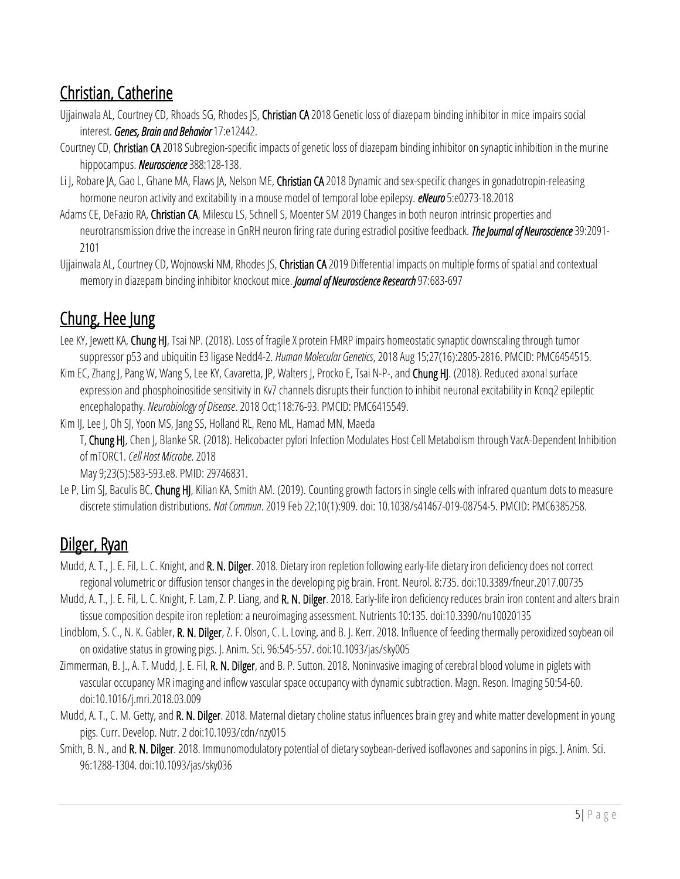## Christian, Catherine

Ujjainwala AL, Courtney CD, Rhoads SG, Rhodes JS, **Christian CA** 2018 Genetic loss of diazepam binding inhibitor in mice impairs social interest. ***Genes, Brain and Behavior*** 17:e12442.

Courtney CD, **Christian CA** 2018 Subregion-specific impacts of genetic loss of diazepam binding inhibitor on synaptic inhibition in the murine hippocampus. ***Neuroscience*** 388:128-138.

Li J, Robare JA, Gao L, Ghane MA, Flaws JA, Nelson ME, **Christian CA** 2018 Dynamic and sex-specific changes in gonadotropin-releasing hormone neuron activity and excitability in a mouse model of temporal lobe epilepsy. ***eNeuro*** 5:e0273-18.2018

Adams CE, DeFazio RA, **Christian CA**, Milescu LS, Schnell S, Moenter SM 2019 Changes in both neuron intrinsic properties and neurotransmission drive the increase in GnRH neuron firing rate during estradiol positive feedback. ***The Journal of Neuroscience*** 39:2091-2101

Ujjainwala AL, Courtney CD, Wojnowski NM, Rhodes JS, **Christian CA** 2019 Differential impacts on multiple forms of spatial and contextual memory in diazepam binding inhibitor knockout mice. ***Journal of Neuroscience Research*** 97:683-697

## Chung, Hee Jung

Lee KY, Jewett KA, **Chung HJ**, Tsai NP. (2018). Loss of fragile X protein FMRP impairs homeostatic synaptic downscaling through tumor suppressor p53 and ubiquitin E3 ligase Nedd4-2. *Human Molecular Genetics*, 2018 Aug 15;27(16):2805-2816. PMCID: PMC6454515.

Kim EC, Zhang J, Pang W, Wang S, Lee KY, Cavaretta, JP, Walters J, Procko E, Tsai N-P-, and **Chung HJ**. (2018). Reduced axonal surface expression and phosphoinositide sensitivity in Kv7 channels disrupts their function to inhibit neuronal excitability in Kcnq2 epileptic encephalopathy. *Neurobiology of Disease*. 2018 Oct;118:76-93. PMCID: PMC6415549.

Kim IJ, Lee J, Oh SJ, Yoon MS, Jang SS, Holland RL, Reno ML, Hamad MN, Maeda T, **Chung HJ**, Chen J, Blanke SR. (2018). Helicobacter pylori Infection Modulates Host Cell Metabolism through VacA-Dependent Inhibition of mTORC1. *Cell Host Microbe*. 2018 May 9;23(5):583-593.e8. PMID: 29746831.

Le P, Lim SJ, Baculis BC, **Chung HJ**, Kilian KA, Smith AM. (2019). Counting growth factors in single cells with infrared quantum dots to measure discrete stimulation distributions. *Nat Commun*. 2019 Feb 22;10(1):909. doi: 10.1038/s41467-019-08754-5. PMCID: PMC6385258.

## Dilger, Ryan

Mudd, A. T., J. E. Fil, L. C. Knight, and **R. N. Dilger**. 2018. Dietary iron repletion following early-life dietary iron deficiency does not correct regional volumetric or diffusion tensor changes in the developing pig brain. Front. Neurol. 8:735. doi:10.3389/fneur.2017.00735

Mudd, A. T., J. E. Fil, L. C. Knight, F. Lam, Z. P. Liang, and **R. N. Dilger**. 2018. Early-life iron deficiency reduces brain iron content and alters brain tissue composition despite iron repletion: a neuroimaging assessment. Nutrients 10:135. doi:10.3390/nu10020135

Lindblom, S. C., N. K. Gabler, **R. N. Dilger**, Z. F. Olson, C. L. Loving, and B. J. Kerr. 2018. Influence of feeding thermally peroxidized soybean oil on oxidative status in growing pigs. J. Anim. Sci. 96:545-557. doi:10.1093/jas/sky005

Zimmerman, B. J., A. T. Mudd, J. E. Fil, **R. N. Dilger**, and B. P. Sutton. 2018. Noninvasive imaging of cerebral blood volume in piglets with vascular occupancy MR imaging and inflow vascular space occupancy with dynamic subtraction. Magn. Reson. Imaging 50:54-60. doi:10.1016/j.mri.2018.03.009

Mudd, A. T., C. M. Getty, and **R. N. Dilger**. 2018. Maternal dietary choline status influences brain grey and white matter development in young pigs. Curr. Develop. Nutr. 2 doi:10.1093/cdn/nzy015

Smith, B. N., and **R. N. Dilger**. 2018. Immunomodulatory potential of dietary soybean-derived isoflavones and saponins in pigs. J. Anim. Sci. 96:1288-1304. doi:10.1093/jas/sky036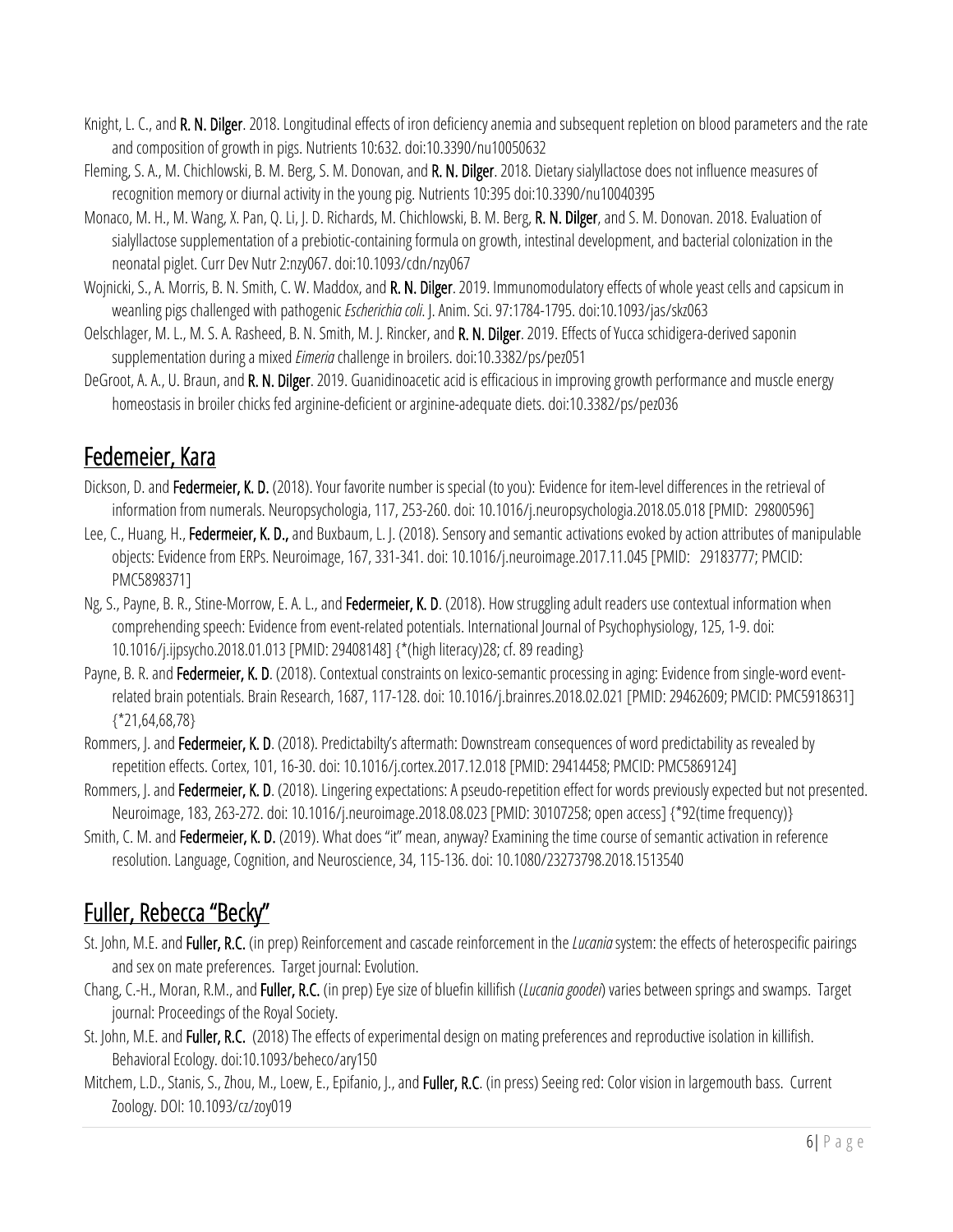Knight, L. C., and **R. N. Dilger**. 2018. Longitudinal effects of iron deficiency anemia and subsequent repletion on blood parameters and the rate and composition of growth in pigs. Nutrients 10:632. doi:10.3390/nu10050632

Fleming, S. A., M. Chichlowski, B. M. Berg, S. M. Donovan, and **R. N. Dilger**. 2018. Dietary sialyllactose does not influence measures of recognition memory or diurnal activity in the young pig. Nutrients 10:395 doi:10.3390/nu10040395

Monaco, M. H., M. Wang, X. Pan, Q. Li, J. D. Richards, M. Chichlowski, B. M. Berg, **R. N. Dilger**, and S. M. Donovan. 2018. Evaluation of sialyllactose supplementation of a prebiotic-containing formula on growth, intestinal development, and bacterial colonization in the neonatal piglet. Curr Dev Nutr 2:nzy067. doi:10.1093/cdn/nzy067

Wojnicki, S., A. Morris, B. N. Smith, C. W. Maddox, and **R. N. Dilger**. 2019. Immunomodulatory effects of whole yeast cells and capsicum in weanling pigs challenged with pathogenic *Escherichia coli*. J. Anim. Sci. 97:1784-1795. doi:10.1093/jas/skz063

Oelschlager, M. L., M. S. A. Rasheed, B. N. Smith, M. J. Rincker, and **R. N. Dilger**. 2019. Effects of Yucca schidigera-derived saponin supplementation during a mixed *Eimeria* challenge in broilers. doi:10.3382/ps/pez051

DeGroot, A. A., U. Braun, and **R. N. Dilger**. 2019. Guanidinoacetic acid is efficacious in improving growth performance and muscle energy homeostasis in broiler chicks fed arginine-deficient or arginine-adequate diets. doi:10.3382/ps/pez036

## Fedemeier, Kara

Dickson, D. and **Federmeier, K. D.** (2018). Your favorite number is special (to you): Evidence for item-level differences in the retrieval of information from numerals. Neuropsychologia, 117, 253-260. doi: 10.1016/j.neuropsychologia.2018.05.018 [PMID: 29800596]

Lee, C., Huang, H., **Federmeier, K. D.,** and Buxbaum, L. J. (2018). Sensory and semantic activations evoked by action attributes of manipulable objects: Evidence from ERPs. Neuroimage, 167, 331-341. doi: 10.1016/j.neuroimage.2017.11.045 [PMID: 29183777; PMCID: PMC5898371]

Ng, S., Payne, B. R., Stine-Morrow, E. A. L., and **Federmeier, K. D**. (2018). How struggling adult readers use contextual information when comprehending speech: Evidence from event-related potentials. International Journal of Psychophysiology, 125, 1-9. doi: 10.1016/j.ijpsycho.2018.01.013 [PMID: 29408148] {*(high literacy)28; cf. 89 reading}

Payne, B. R. and **Federmeier, K. D**. (2018). Contextual constraints on lexico-semantic processing in aging: Evidence from single-word event-related brain potentials. Brain Research, 1687, 117-128. doi: 10.1016/j.brainres.2018.02.021 [PMID: 29462609; PMCID: PMC5918631] {*21,64,68,78}

Rommers, J. and **Federmeier, K. D**. (2018). Predictabilty's aftermath: Downstream consequences of word predictability as revealed by repetition effects. Cortex, 101, 16-30. doi: 10.1016/j.cortex.2017.12.018 [PMID: 29414458; PMCID: PMC5869124]

Rommers, J. and **Federmeier, K. D**. (2018). Lingering expectations: A pseudo-repetition effect for words previously expected but not presented. Neuroimage, 183, 263-272. doi: 10.1016/j.neuroimage.2018.08.023 [PMID: 30107258; open access] {*92(time frequency)}

Smith, C. M. and **Federmeier, K. D.** (2019). What does "it" mean, anyway? Examining the time course of semantic activation in reference resolution. Language, Cognition, and Neuroscience, 34, 115-136. doi: 10.1080/23273798.2018.1513540

## Fuller, Rebecca "Becky"

St. John, M.E. and **Fuller, R.C.** (in prep) Reinforcement and cascade reinforcement in the *Lucania* system: the effects of heterospecific pairings and sex on mate preferences. Target journal: Evolution.

Chang, C.-H., Moran, R.M., and **Fuller, R.C.** (in prep) Eye size of bluefin killifish (*Lucania goodei*) varies between springs and swamps. Target journal: Proceedings of the Royal Society.

St. John, M.E. and **Fuller, R.C.** (2018) The effects of experimental design on mating preferences and reproductive isolation in killifish. Behavioral Ecology. doi:10.1093/beheco/ary150

Mitchem, L.D., Stanis, S., Zhou, M., Loew, E., Epifanio, J., and **Fuller, R.C**. (in press) Seeing red: Color vision in largemouth bass. Current Zoology. DOI: 10.1093/cz/zoy019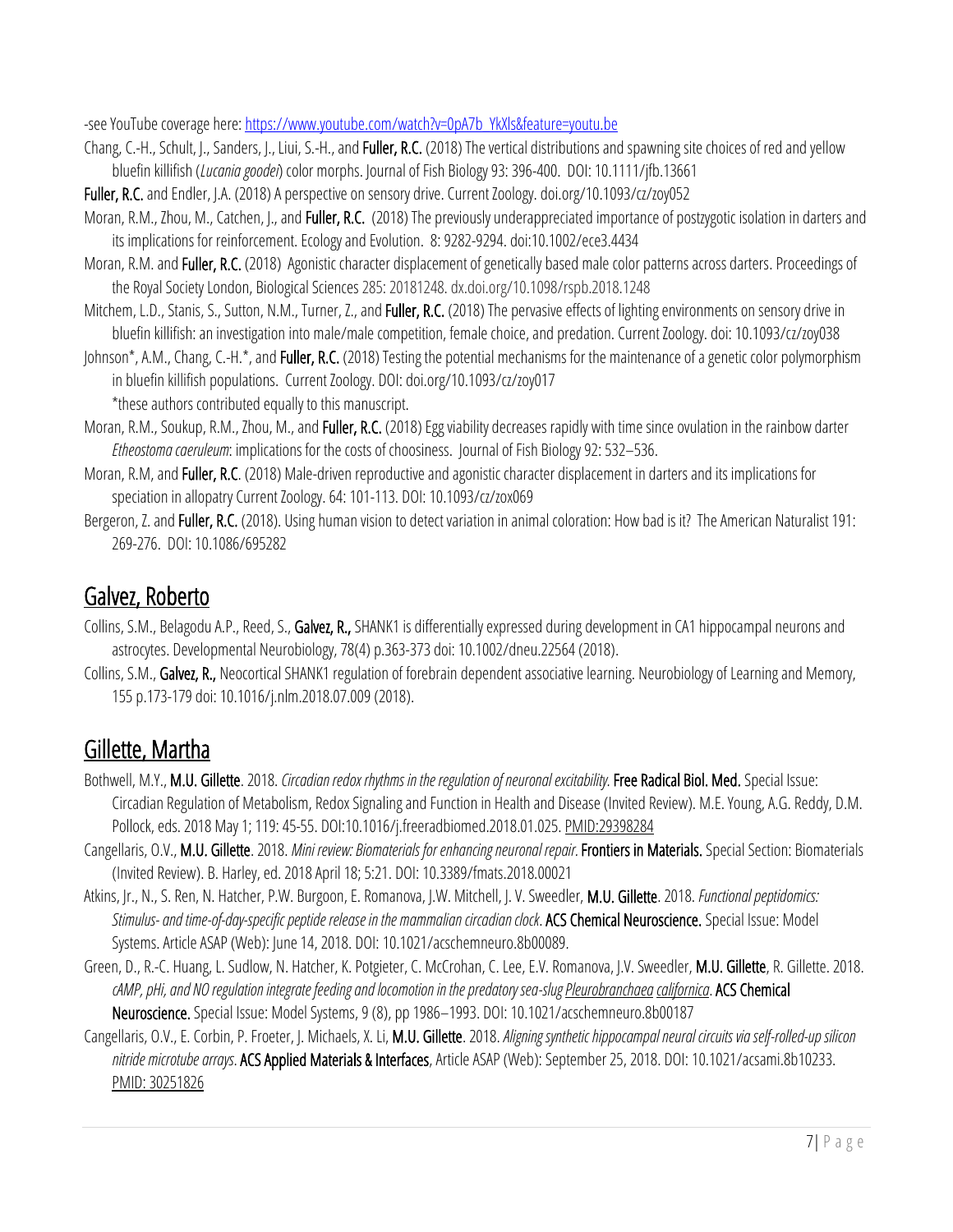-see YouTube coverage here: [https://www.youtube.com/watch?v=0pA7b_YkXls&feature=youtu.be](https://www.youtube.com/watch?v=0pA7b_YkXls&feature=youtu.be)

Chang, C.-H., Schult, J., Sanders, J., Liui, S.-H., and **Fuller, R.C.** (2018) The vertical distributions and spawning site choices of red and yellow bluefin killifish (*Lucania goodei*) color morphs. Journal of Fish Biology 93: 396-400. DOI: 10.1111/jfb.13661

**Fuller, R.C.** and Endler, J.A. (2018) A perspective on sensory drive. Current Zoology. doi.org/10.1093/cz/zoy052

Moran, R.M., Zhou, M., Catchen, J., and **Fuller, R.C.** (2018) The previously underappreciated importance of postzygotic isolation in darters and its implications for reinforcement. Ecology and Evolution. 8: 9282-9294. doi:10.1002/ece3.4434

Moran, R.M. and **Fuller, R.C.** (2018) Agonistic character displacement of genetically based male color patterns across darters. Proceedings of the Royal Society London, Biological Sciences 285: 20181248. dx.doi.org/10.1098/rspb.2018.1248

Mitchem, L.D., Stanis, S., Sutton, N.M., Turner, Z., and **Fuller, R.C.** (2018) The pervasive effects of lighting environments on sensory drive in bluefin killifish: an investigation into male/male competition, female choice, and predation. Current Zoology. doi: 10.1093/cz/zoy038

Johnson*, A.M., Chang, C.-H.*, and **Fuller, R.C.** (2018) Testing the potential mechanisms for the maintenance of a genetic color polymorphism in bluefin killifish populations. Current Zoology. DOI: doi.org/10.1093/cz/zoy017
*these authors contributed equally to this manuscript.

Moran, R.M., Soukup, R.M., Zhou, M., and **Fuller, R.C.** (2018) Egg viability decreases rapidly with time since ovulation in the rainbow darter *Etheostoma caeruleum*: implications for the costs of choosiness. Journal of Fish Biology 92: 532–536.

Moran, R.M, and **Fuller, R.C**. (2018) Male-driven reproductive and agonistic character displacement in darters and its implications for speciation in allopatry Current Zoology. 64: 101-113. DOI: 10.1093/cz/zox069

Bergeron, Z. and **Fuller, R.C.** (2018). Using human vision to detect variation in animal coloration: How bad is it? The American Naturalist 191: 269-276. DOI: 10.1086/695282

## Galvez, Roberto

Collins, S.M., Belagodu A.P., Reed, S., **Galvez, R.,** SHANK1 is differentially expressed during development in CA1 hippocampal neurons and astrocytes. Developmental Neurobiology, 78(4) p.363-373 doi: 10.1002/dneu.22564 (2018).

Collins, S.M., **Galvez, R.,** Neocortical SHANK1 regulation of forebrain dependent associative learning. Neurobiology of Learning and Memory, 155 p.173-179 doi: 10.1016/j.nlm.2018.07.009 (2018).

## Gillette, Martha

Bothwell, M.Y., **M.U. Gillette**. 2018. *Circadian redox rhythms in the regulation of neuronal excitability.* **Free Radical Biol. Med.** Special Issue: Circadian Regulation of Metabolism, Redox Signaling and Function in Health and Disease (Invited Review). M.E. Young, A.G. Reddy, D.M. Pollock, eds. 2018 May 1; 119: 45-55. DOI:10.1016/j.freeradbiomed.2018.01.025. PMID:29398284

Cangellaris, O.V., **M.U. Gillette**. 2018. *Mini review: Biomaterials for enhancing neuronal repair.* **Frontiers in Materials.** Special Section: Biomaterials (Invited Review). B. Harley, ed. 2018 April 18; 5:21. DOI: 10.3389/fmats.2018.00021

Atkins, Jr., N., S. Ren, N. Hatcher, P.W. Burgoon, E. Romanova, J.W. Mitchell, J. V. Sweedler, **M.U. Gillette**. 2018. *Functional peptidomics: Stimulus- and time-of-day-specific peptide release in the mammalian circadian clock.* **ACS Chemical Neuroscience.** Special Issue: Model Systems. Article ASAP (Web): June 14, 2018. DOI: 10.1021/acschemneuro.8b00089.

Green, D., R.-C. Huang, L. Sudlow, N. Hatcher, K. Potgieter, C. McCrohan, C. Lee, E.V. Romanova, J.V. Sweedler, **M.U. Gillette**, R. Gillette. 2018. *cAMP, pHi, and NO regulation integrate feeding and locomotion in the predatory sea-slug Pleurobranchaea californica*. **ACS Chemical Neuroscience.** Special Issue: Model Systems, 9 (8), pp 1986–1993. DOI: 10.1021/acschemneuro.8b00187

Cangellaris, O.V., E. Corbin, P. Froeter, J. Michaels, X. Li, **M.U. Gillette**. 2018. *Aligning synthetic hippocampal neural circuits via self-rolled-up silicon nitride microtube arrays*. **ACS Applied Materials & Interfaces**, Article ASAP (Web): September 25, 2018. DOI: 10.1021/acsami.8b10233. PMID: 30251826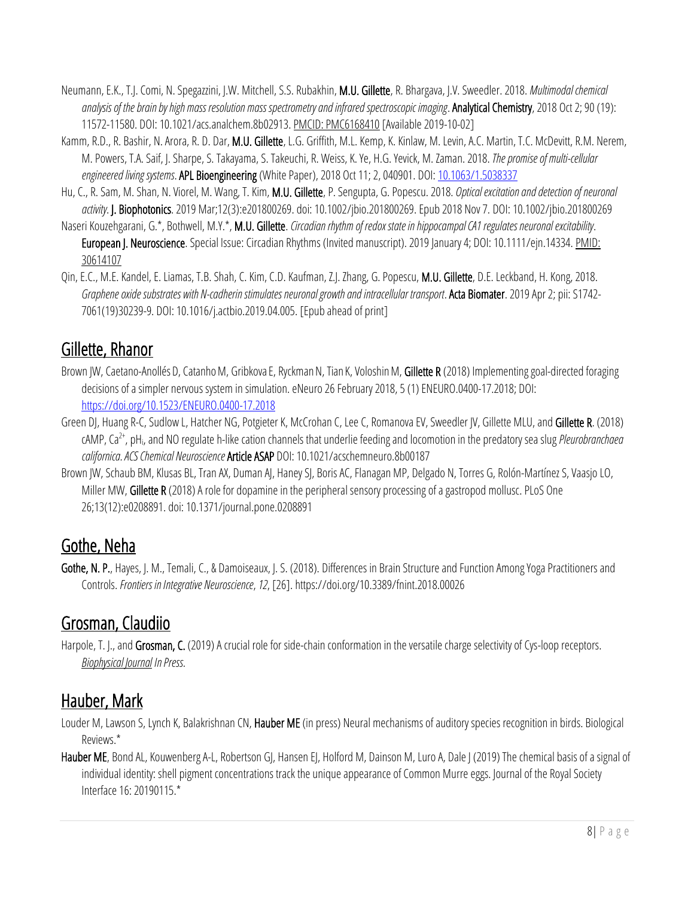Neumann, E.K., T.J. Comi, N. Spegazzini, J.W. Mitchell, S.S. Rubakhin, **M.U. Gillette**, R. Bhargava, J.V. Sweedler. 2018. *Multimodal chemical analysis of the brain by high mass resolution mass spectrometry and infrared spectroscopic imaging*. **Analytical Chemistry**, 2018 Oct 2; 90 (19): 11572-11580. DOI: 10.1021/acs.analchem.8b02913. PMCID: PMC6168410 [Available 2019-10-02]

Kamm, R.D., R. Bashir, N. Arora, R. D. Dar, **M.U. Gillette**, L.G. Griffith, M.L. Kemp, K. Kinlaw, M. Levin, A.C. Martin, T.C. McDevitt, R.M. Nerem, M. Powers, T.A. Saif, J. Sharpe, S. Takayama, S. Takeuchi, R. Weiss, K. Ye, H.G. Yevick, M. Zaman. 2018. *The promise of multi-cellular engineered living systems*. **APL Bioengineering** (White Paper), 2018 Oct 11; 2, 040901. DOI: 10.1063/1.5038337

Hu, C., R. Sam, M. Shan, N. Viorel, M. Wang, T. Kim, **M.U. Gillette**, P. Sengupta, G. Popescu. 2018. *Optical excitation and detection of neuronal activity*. **J. Biophotonics**. 2019 Mar;12(3):e201800269. doi: 10.1002/jbio.201800269. Epub 2018 Nov 7. DOI: 10.1002/jbio.201800269

Naseri Kouzehgarani, G.*, Bothwell, M.Y.*, **M.U. Gillette**. *Circadian rhythm of redox state in hippocampal CA1 regulates neuronal excitability*. **European J. Neuroscience**. Special Issue: Circadian Rhythms (Invited manuscript). 2019 January 4; DOI: 10.1111/ejn.14334. PMID: 30614107

Qin, E.C., M.E. Kandel, E. Liamas, T.B. Shah, C. Kim, C.D. Kaufman, Z.J. Zhang, G. Popescu, **M.U. Gillette**, D.E. Leckband, H. Kong, 2018. *Graphene oxide substrates with N-cadherin stimulates neuronal growth and intracellular transport*. **Acta Biomater**. 2019 Apr 2; pii: S1742-7061(19)30239-9. DOI: 10.1016/j.actbio.2019.04.005. [Epub ahead of print]

## Gillette, Rhanor

Brown JW, Caetano-Anollés D, Catanho M, Gribkova E, Ryckman N, Tian K, Voloshin M, **Gillette R** (2018) Implementing goal-directed foraging decisions of a simpler nervous system in simulation. eNeuro 26 February 2018, 5 (1) ENEURO.0400-17.2018; DOI: https://doi.org/10.1523/ENEURO.0400-17.2018

Green DJ, Huang R-C, Sudlow L, Hatcher NG, Potgieter K, McCrohan C, Lee C, Romanova EV, Sweedler JV, Gillette MLU, and **Gillette R**. (2018) cAMP, $Ca^{2+}$, $pH_i$, and NO regulate h-like cation channels that underlie feeding and locomotion in the predatory sea slug *Pleurobranchaea californica. ACS Chemical Neuroscience* **Article ASAP** DOI: 10.1021/acschemneuro.8b00187

Brown JW, Schaub BM, Klusas BL, Tran AX, Duman AJ, Haney SJ, Boris AC, Flanagan MP, Delgado N, Torres G, Rolón-Martínez S, Vaasjo LO, Miller MW, **Gillette R** (2018) A role for dopamine in the peripheral sensory processing of a gastropod mollusc. PLoS One 26;13(12):e0208891. doi: 10.1371/journal.pone.0208891

## Gothe, Neha

**Gothe, N. P.**, Hayes, J. M., Temali, C., & Damoiseaux, J. S. (2018). Differences in Brain Structure and Function Among Yoga Practitioners and Controls. *Frontiers in Integrative Neuroscience*, *12*, [26]. https://doi.org/10.3389/fnint.2018.00026

## Grosman, Claudiio

Harpole, T. J., and **Grosman, C.** (2019) A crucial role for side-chain conformation in the versatile charge selectivity of Cys-loop receptors. *Biophysical Journal In Press*.

## Hauber, Mark

Louder M, Lawson S, Lynch K, Balakrishnan CN, **Hauber ME** (in press) Neural mechanisms of auditory species recognition in birds. Biological Reviews.*

**Hauber ME**, Bond AL, Kouwenberg A-L, Robertson GJ, Hansen EJ, Holford M, Dainson M, Luro A, Dale J (2019) The chemical basis of a signal of individual identity: shell pigment concentrations track the unique appearance of Common Murre eggs. Journal of the Royal Society Interface 16: 20190115.*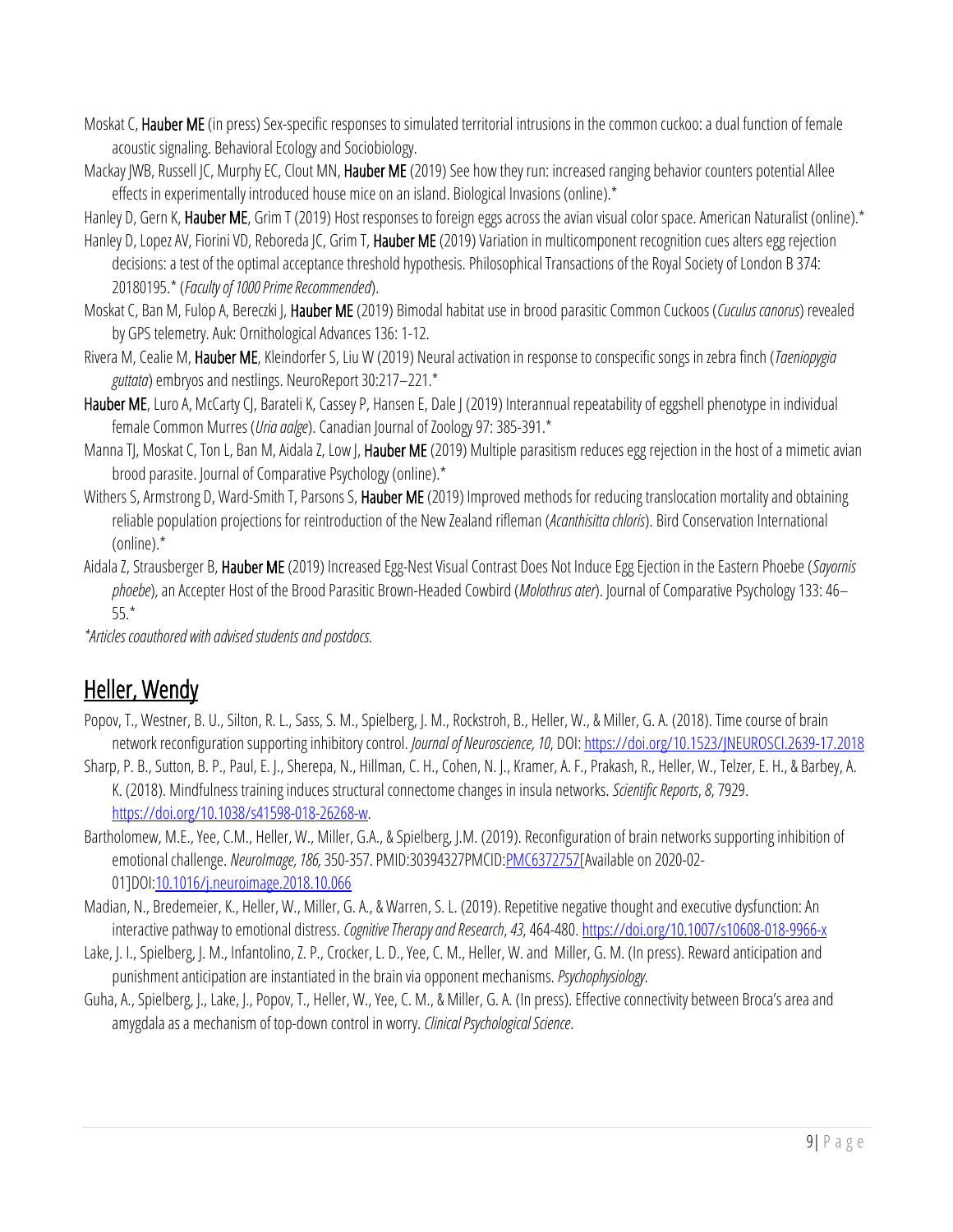Moskat C, **Hauber ME** (in press) Sex-specific responses to simulated territorial intrusions in the common cuckoo: a dual function of female acoustic signaling. Behavioral Ecology and Sociobiology.

Mackay JWB, Russell JC, Murphy EC, Clout MN, **Hauber ME** (2019) See how they run: increased ranging behavior counters potential Allee effects in experimentally introduced house mice on an island. Biological Invasions (online).*

Hanley D, Gern K, **Hauber ME**, Grim T (2019) Host responses to foreign eggs across the avian visual color space. American Naturalist (online).*

Hanley D, Lopez AV, Fiorini VD, Reboreda JC, Grim T, **Hauber ME** (2019) Variation in multicomponent recognition cues alters egg rejection decisions: a test of the optimal acceptance threshold hypothesis. Philosophical Transactions of the Royal Society of London B 374: 20180195.* (*Faculty of 1000 Prime Recommended*).

Moskat C, Ban M, Fulop A, Bereczki J, **Hauber ME** (2019) Bimodal habitat use in brood parasitic Common Cuckoos (*Cuculus canorus*) revealed by GPS telemetry. Auk: Ornithological Advances 136: 1-12.

Rivera M, Cealie M, **Hauber ME**, Kleindorfer S, Liu W (2019) Neural activation in response to conspecific songs in zebra finch (*Taeniopygia guttata*) embryos and nestlings. NeuroReport 30:217–221.*

**Hauber ME**, Luro A, McCarty CJ, Barateli K, Cassey P, Hansen E, Dale J (2019) Interannual repeatability of eggshell phenotype in individual female Common Murres (*Uria aalge*). Canadian Journal of Zoology 97: 385-391.*

Manna TJ, Moskat C, Ton L, Ban M, Aidala Z, Low J, **Hauber ME** (2019) Multiple parasitism reduces egg rejection in the host of a mimetic avian brood parasite. Journal of Comparative Psychology (online).*

Withers S, Armstrong D, Ward-Smith T, Parsons S, **Hauber ME** (2019) Improved methods for reducing translocation mortality and obtaining reliable population projections for reintroduction of the New Zealand rifleman (*Acanthisitta chloris*). Bird Conservation International (online).*

Aidala Z, Strausberger B, **Hauber ME** (2019) Increased Egg-Nest Visual Contrast Does Not Induce Egg Ejection in the Eastern Phoebe (*Sayornis phoebe*), an Accepter Host of the Brood Parasitic Brown-Headed Cowbird (*Molothrus ater*). Journal of Comparative Psychology 133: 46–55.*

*\*Articles coauthored with advised students and postdocs.*

## Heller, Wendy

Popov, T., Westner, B. U., Silton, R. L., Sass, S. M., Spielberg, J. M., Rockstroh, B., Heller, W., & Miller, G. A. (2018). Time course of brain network reconfiguration supporting inhibitory control. *Journal of Neuroscience, 10*, DOI: https://doi.org/10.1523/JNEUROSCI.2639-17.2018

Sharp, P. B., Sutton, B. P., Paul, E. J., Sherepa, N., Hillman, C. H., Cohen, N. J., Kramer, A. F., Prakash, R., Heller, W., Telzer, E. H., & Barbey, A. K. (2018). Mindfulness training induces structural connectome changes in insula networks. *Scientific Reports*, *8*, 7929. https://doi.org/10.1038/s41598-018-26268-w.

Bartholomew, M.E., Yee, C.M., Heller, W., Miller, G.A., & Spielberg, J.M. (2019). Reconfiguration of brain networks supporting inhibition of emotional challenge. *NeuroImage, 186,* 350-357. PMID:30394327PMCID:PMC6372757[Available on 2020-02-01]DOI:10.1016/j.neuroimage.2018.10.066

Madian, N., Bredemeier, K., Heller, W., Miller, G. A., & Warren, S. L. (2019). Repetitive negative thought and executive dysfunction: An interactive pathway to emotional distress. *Cognitive Therapy and Research*, *43*, 464-480. https://doi.org/10.1007/s10608-018-9966-x

Lake, J. I., Spielberg, J. M., Infantolino, Z. P., Crocker, L. D., Yee, C. M., Heller, W. and Miller, G. M. (In press). Reward anticipation and punishment anticipation are instantiated in the brain via opponent mechanisms. *Psychophysiology*.

Guha, A., Spielberg, J., Lake, J., Popov, T., Heller, W., Yee, C. M., & Miller, G. A. (In press). Effective connectivity between Broca's area and amygdala as a mechanism of top-down control in worry. *Clinical Psychological Science*.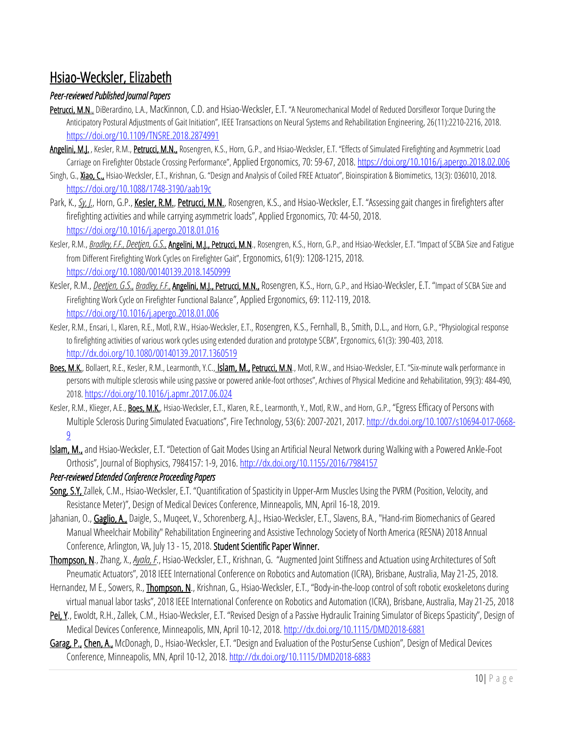# Hsiao-Wecksler, Elizabeth

### *Peer-reviewed Published Journal Papers*

Petrucci, M.N., DiBerardino, L.A., MacKinnon, C.D. and Hsiao-Wecksler, E.T. "A Neuromechanical Model of Reduced Dorsiflexor Torque During the Anticipatory Postural Adjustments of Gait Initiation", IEEE Transactions on Neural Systems and Rehabilitation Engineering, 26(11):2210-2216, 2018. https://doi.org/10.1109/TNSRE.2018.2874991

Angelini, M.J., Kesler, R.M., Petrucci, M.N., Rosengren, K.S., Horn, G.P., and Hsiao-Wecksler, E.T. "Effects of Simulated Firefighting and Asymmetric Load Carriage on Firefighter Obstacle Crossing Performance", Applied Ergonomics, 70: 59-67, 2018. https://doi.org/10.1016/j.apergo.2018.02.006

Singh, G., Xiao, C., Hsiao-Wecksler, E.T., Krishnan, G. "Design and Analysis of Coiled FREE Actuator", Bioinspiration & Biomimetics, 13(3): 036010, 2018. https://doi.org/10.1088/1748-3190/aab19c

Park, K., *Sy, J.*, Horn, G.P., Kesler, R.M., Petrucci, M.N., Rosengren, K.S., and Hsiao-Wecksler, E.T. "Assessing gait changes in firefighters after firefighting activities and while carrying asymmetric loads", Applied Ergonomics, 70: 44-50, 2018. https://doi.org/10.1016/j.apergo.2018.01.016

Kesler, R.M., *Bradley, F.F., Deetjen, G.S.,* Angelini, M.J., Petrucci, M.N., Rosengren, K.S., Horn, G.P., and Hsiao-Wecksler, E.T. "Impact of SCBA Size and Fatigue from Different Firefighting Work Cycles on Firefighter Gait", Ergonomics, 61(9): 1208-1215, 2018. https://doi.org/10.1080/00140139.2018.1450999

Kesler, R.M., *Deetjen, G.S., Bradley, F.F.,* Angelini, M.J., Petrucci, M.N., Rosengren, K.S., Horn, G.P., and Hsiao-Wecksler, E.T. "Impact of SCBA Size and Firefighting Work Cycle on Firefighter Functional Balance", Applied Ergonomics, 69: 112-119, 2018. https://doi.org/10.1016/j.apergo.2018.01.006

Kesler, R.M., Ensari, I., Klaren, R.E., Motl, R.W., Hsiao-Wecksler, E.T., Rosengren, K.S., Fernhall, B., Smith, D.L., and Horn, G.P., "Physiological response to firefighting activities of various work cycles using extended duration and prototype SCBA", Ergonomics, 61(3): 390-403, 2018. http://dx.doi.org/10.1080/00140139.2017.1360519

Boes, M.K., Bollaert, R.E., Kesler, R.M., Learmonth, Y.C., Islam, M., Petrucci, M.N., Motl, R.W., and Hsiao-Wecksler, E.T. "Six-minute walk performance in persons with multiple sclerosis while using passive or powered ankle-foot orthoses", Archives of Physical Medicine and Rehabilitation, 99(3): 484-490, 2018. https://doi.org/10.1016/j.apmr.2017.06.024

Kesler, R.M., Klieger, A.E., Boes, M.K., Hsiao-Wecksler, E.T., Klaren, R.E., Learmonth, Y., Motl, R.W., and Horn, G.P., "Egress Efficacy of Persons with Multiple Sclerosis During Simulated Evacuations", Fire Technology, 53(6): 2007-2021, 2017. http://dx.doi.org/10.1007/s10694-017-0668-9

Islam, M., and Hsiao-Wecksler, E.T. "Detection of Gait Modes Using an Artificial Neural Network during Walking with a Powered Ankle-Foot Orthosis", Journal of Biophysics, 7984157: 1-9, 2016. http://dx.doi.org/10.1155/2016/7984157

### *Peer-reviewed Extended Conference Proceeding Papers*

Song, S.Y, Zallek, C.M., Hsiao-Wecksler, E.T. "Quantification of Spasticity in Upper-Arm Muscles Using the PVRM (Position, Velocity, and Resistance Meter)", Design of Medical Devices Conference, Minneapolis, MN, April 16-18, 2019.

Jahanian, O., Gaglio, A., Daigle, S., Muqeet, V., Schorenberg, A.J., Hsiao-Wecksler, E.T., Slavens, B.A., "Hand-rim Biomechanics of Geared Manual Wheelchair Mobility" Rehabilitation Engineering and Assistive Technology Society of North America (RESNA) 2018 Annual Conference, Arlington, VA, July 13 - 15, 2018. **Student Scientific Paper Winner.**

Thompson, N., Zhang, X., *Ayala, F.*, Hsiao-Wecksler, E.T., Krishnan, G. "Augmented Joint Stiffness and Actuation using Architectures of Soft Pneumatic Actuators", 2018 IEEE International Conference on Robotics and Automation (ICRA), Brisbane, Australia, May 21-25, 2018.

Hernandez, M E., Sowers, R., Thompson, N., Krishnan, G., Hsiao-Wecksler, E.T., "Body-in-the-loop control of soft robotic exoskeletons during virtual manual labor tasks", 2018 IEEE International Conference on Robotics and Automation (ICRA), Brisbane, Australia, May 21-25, 2018

Pei, Y., Ewoldt, R.H., Zallek, C.M., Hsiao-Wecksler, E.T. "Revised Design of a Passive Hydraulic Training Simulator of Biceps Spasticity", Design of Medical Devices Conference, Minneapolis, MN, April 10-12, 2018. http://dx.doi.org/10.1115/DMD2018-6881

Garag, P., Chen, A., McDonagh, D., Hsiao-Wecksler, E.T. "Design and Evaluation of the PosturSense Cushion", Design of Medical Devices Conference, Minneapolis, MN, April 10-12, 2018. http://dx.doi.org/10.1115/DMD2018-6883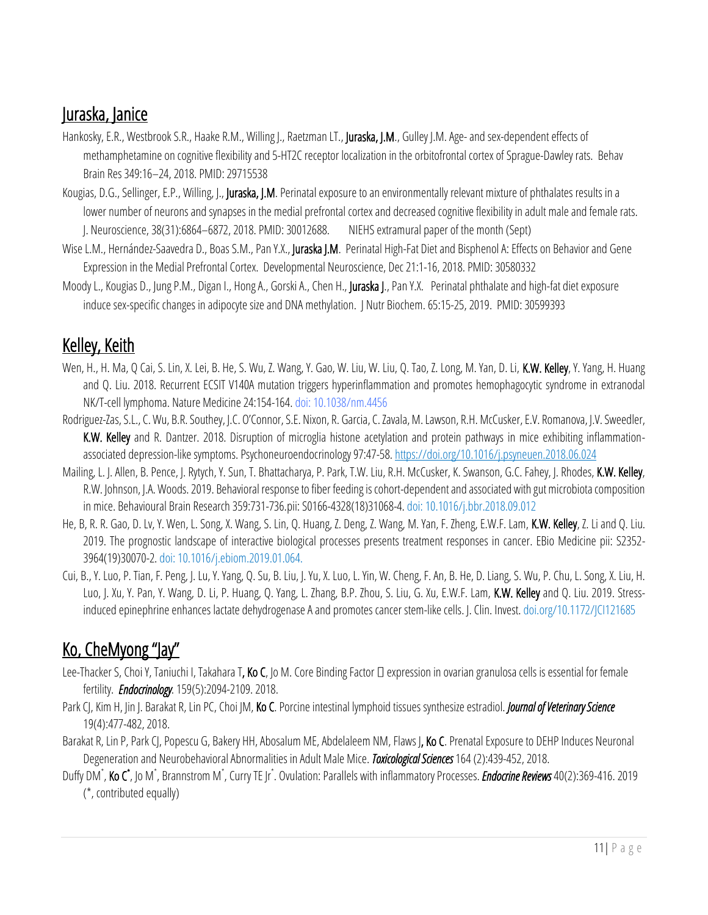## Juraska, Janice

Hankosky, E.R., Westbrook S.R., Haake R.M., Willing J., Raetzman LT., **Juraska, J.M.**, Gulley J.M. Age- and sex-dependent effects of methamphetamine on cognitive flexibility and 5-HT2C receptor localization in the orbitofrontal cortex of Sprague-Dawley rats. Behav Brain Res 349:16–24, 2018. PMID: 29715538

Kougias, D.G., Sellinger, E.P., Willing, J., **Juraska, J.M**. Perinatal exposure to an environmentally relevant mixture of phthalates results in a lower number of neurons and synapses in the medial prefrontal cortex and decreased cognitive flexibility in adult male and female rats. J. Neuroscience, 38(31):6864–6872, 2018. PMID: 30012688. NIEHS extramural paper of the month (Sept)

Wise L.M., Hernández-Saavedra D., Boas S.M., Pan Y.X., **Juraska J.M**. Perinatal High-Fat Diet and Bisphenol A: Effects on Behavior and Gene Expression in the Medial Prefrontal Cortex. Developmental Neuroscience, Dec 21:1-16, 2018. PMID: 30580332

Moody L., Kougias D., Jung P.M., Digan I., Hong A., Gorski A., Chen H., **Juraska J**., Pan Y.X. Perinatal phthalate and high-fat diet exposure induce sex-specific changes in adipocyte size and DNA methylation. J Nutr Biochem. 65:15-25, 2019. PMID: 30599393

## Kelley, Keith

Wen, H., H. Ma, Q Cai, S. Lin, X. Lei, B. He, S. Wu, Z. Wang, Y. Gao, W. Liu, W. Liu, Q. Tao, Z. Long, M. Yan, D. Li, **K.W. Kelley**, Y. Yang, H. Huang and Q. Liu. 2018. Recurrent ECSIT V140A mutation triggers hyperinflammation and promotes hemophagocytic syndrome in extranodal NK/T-cell lymphoma. Nature Medicine 24:154-164. doi: 10.1038/nm.4456

Rodriguez-Zas, S.L., C. Wu, B.R. Southey, J.C. O'Connor, S.E. Nixon, R. Garcia, C. Zavala, M. Lawson, R.H. McCusker, E.V. Romanova, J.V. Sweedler, **K.W. Kelley** and R. Dantzer. 2018. Disruption of microglia histone acetylation and protein pathways in mice exhibiting inflammation-associated depression-like symptoms. Psychoneuroendocrinology 97:47-58. https://doi.org/10.1016/j.psyneuen.2018.06.024

Mailing, L. J. Allen, B. Pence, J. Rytych, Y. Sun, T. Bhattacharya, P. Park, T.W. Liu, R.H. McCusker, K. Swanson, G.C. Fahey, J. Rhodes, **K.W. Kelley**, R.W. Johnson, J.A. Woods. 2019. Behavioral response to fiber feeding is cohort-dependent and associated with gut microbiota composition in mice. Behavioural Brain Research 359:731-736.pii: S0166-4328(18)31068-4. doi: 10.1016/j.bbr.2018.09.012

He, B, R. R. Gao, D. Lv, Y. Wen, L. Song, X. Wang, S. Lin, Q. Huang, Z. Deng, Z. Wang, M. Yan, F. Zheng, E.W.F. Lam, **K.W. Kelley**, Z. Li and Q. Liu. 2019. The prognostic landscape of interactive biological processes presents treatment responses in cancer. EBio Medicine pii: S2352-3964(19)30070-2. doi: 10.1016/j.ebiom.2019.01.064.

Cui, B., Y. Luo, P. Tian, F. Peng, J. Lu, Y. Yang, Q. Su, B. Liu, J. Yu, X. Luo, L. Yin, W. Cheng, F. An, B. He, D. Liang, S. Wu, P. Chu, L. Song, X. Liu, H. Luo, J. Xu, Y. Pan, Y. Wang, D. Li, P. Huang, Q. Yang, L. Zhang, B.P. Zhou, S. Liu, G. Xu, E.W.F. Lam, **K.W. Kelley** and Q. Liu. 2019. Stress-induced epinephrine enhances lactate dehydrogenase A and promotes cancer stem-like cells. J. Clin. Invest. doi.org/10.1172/JCI121685

## Ko, CheMyong "Jay"

Lee-Thacker S, Choi Y, Taniuchi I, Takahara T, **Ko C**, Jo M. Core Binding Factor  expression in ovarian granulosa cells is essential for female fertility. ***Endocrinology***. 159(5):2094-2109. 2018.

Park CJ, Kim H, Jin J. Barakat R, Lin PC, Choi JM, **Ko C**. Porcine intestinal lymphoid tissues synthesize estradiol. ***Journal of Veterinary Science*** 19(4):477-482, 2018.

Barakat R, Lin P, Park CJ, Popescu G, Bakery HH, Abosalum ME, Abdelaleem NM, Flaws J, **Ko C**. Prenatal Exposure to DEHP Induces Neuronal Degeneration and Neurobehavioral Abnormalities in Adult Male Mice. ***Toxicological Sciences*** 164 (2):439-452, 2018.

Duffy DM*, **Ko C***, Jo M*, Brannstrom M*, Curry TE Jr*. Ovulation: Parallels with inflammatory Processes. ***Endocrine Reviews*** 40(2):369-416. 2019 (*, contributed equally)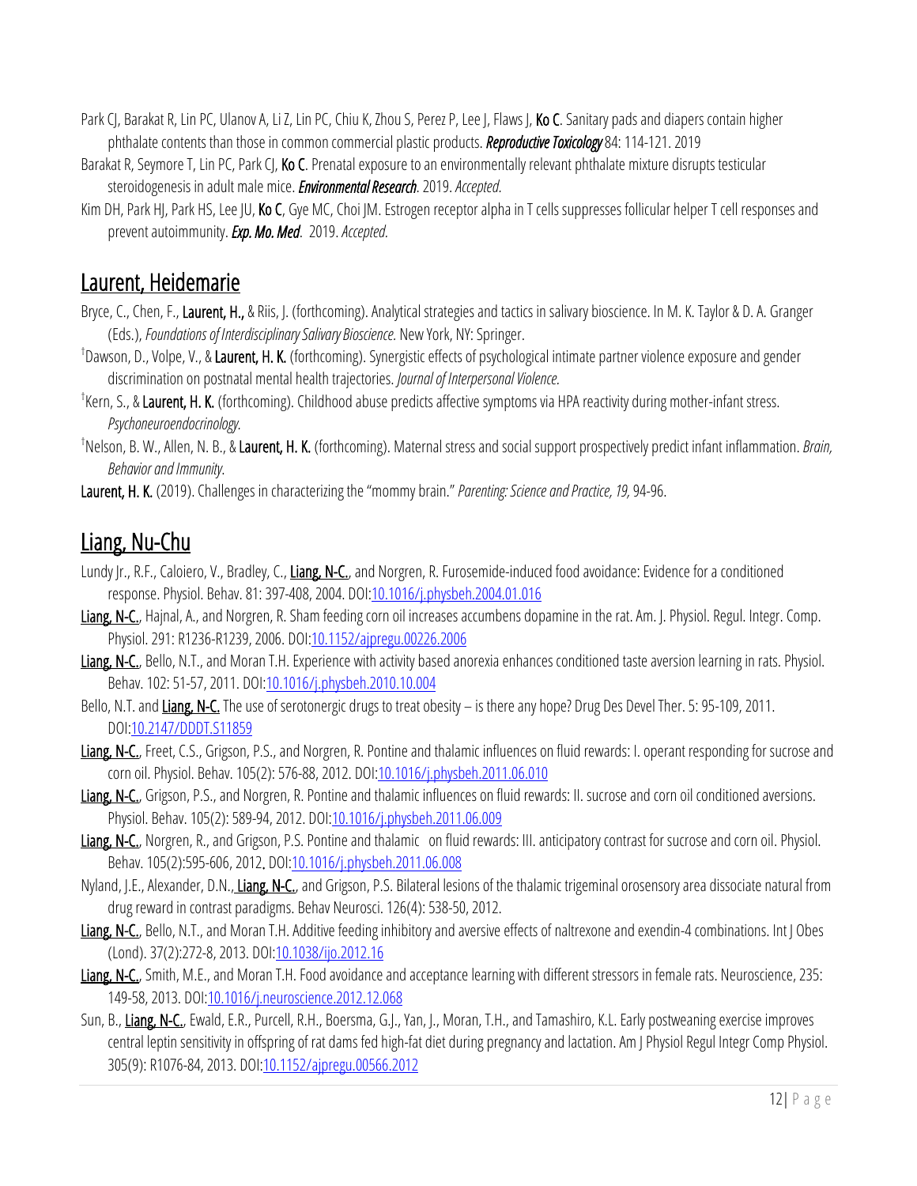Park CJ, Barakat R, Lin PC, Ulanov A, Li Z, Lin PC, Chiu K, Zhou S, Perez P, Lee J, Flaws J, **Ko C**. Sanitary pads and diapers contain higher phthalate contents than those in common commercial plastic products. ***Reproductive Toxicology*** 84: 114-121. 2019

Barakat R, Seymore T, Lin PC, Park CJ, **Ko C**. Prenatal exposure to an environmentally relevant phthalate mixture disrupts testicular steroidogenesis in adult male mice. ***Environmental Research***. 2019. *Accepted*.

Kim DH, Park HJ, Park HS, Lee JU, **Ko C**, Gye MC, Choi JM. Estrogen receptor alpha in T cells suppresses follicular helper T cell responses and prevent autoimmunity. ***Exp. Mo. Med***. 2019. *Accepted*.

## Laurent, Heidemarie

Bryce, C., Chen, F., **Laurent, H.**, & Riis, J. (forthcoming). Analytical strategies and tactics in salivary bioscience. In M. K. Taylor & D. A. Granger (Eds.), *Foundations of Interdisciplinary Salivary Bioscience.* New York, NY: Springer.

†Dawson, D., Volpe, V., & **Laurent, H. K.** (forthcoming). Synergistic effects of psychological intimate partner violence exposure and gender discrimination on postnatal mental health trajectories. *Journal of Interpersonal Violence.*

†Kern, S., & **Laurent, H. K.** (forthcoming). Childhood abuse predicts affective symptoms via HPA reactivity during mother-infant stress. *Psychoneuroendocrinology.*

†Nelson, B. W., Allen, N. B., & **Laurent, H. K.** (forthcoming). Maternal stress and social support prospectively predict infant inflammation. *Brain, Behavior and Immunity.*

**Laurent, H. K.** (2019). Challenges in characterizing the "mommy brain." *Parenting: Science and Practice, 19,* 94-96.

## Liang, Nu-Chu

Lundy Jr., R.F., Caloiero, V., Bradley, C., **Liang, N-C.**, and Norgren, R. Furosemide-induced food avoidance: Evidence for a conditioned response. Physiol. Behav. 81: 397-408, 2004. DOI:10.1016/j.physbeh.2004.01.016

**Liang, N-C.**, Hajnal, A., and Norgren, R. Sham feeding corn oil increases accumbens dopamine in the rat. Am. J. Physiol. Regul. Integr. Comp. Physiol. 291: R1236-R1239, 2006. DOI:10.1152/ajpregu.00226.2006

**Liang, N-C.**, Bello, N.T., and Moran T.H. Experience with activity based anorexia enhances conditioned taste aversion learning in rats. Physiol. Behav. 102: 51-57, 2011. DOI:10.1016/j.physbeh.2010.10.004

Bello, N.T. and **Liang, N-C.** The use of serotonergic drugs to treat obesity – is there any hope? Drug Des Devel Ther. 5: 95-109, 2011. DOI:10.2147/DDDT.S11859

**Liang, N-C.**, Freet, C.S., Grigson, P.S., and Norgren, R. Pontine and thalamic influences on fluid rewards: I. operant responding for sucrose and corn oil. Physiol. Behav. 105(2): 576-88, 2012. DOI:10.1016/j.physbeh.2011.06.010

**Liang, N-C.**, Grigson, P.S., and Norgren, R. Pontine and thalamic influences on fluid rewards: II. sucrose and corn oil conditioned aversions. Physiol. Behav. 105(2): 589-94, 2012. DOI:10.1016/j.physbeh.2011.06.009

**Liang, N-C.**, Norgren, R., and Grigson, P.S. Pontine and thalamic on fluid rewards: III. anticipatory contrast for sucrose and corn oil. Physiol. Behav. 105(2):595-606, 2012. DOI:10.1016/j.physbeh.2011.06.008

Nyland, J.E., Alexander, D.N., **Liang, N-C.**, and Grigson, P.S. Bilateral lesions of the thalamic trigeminal orosensory area dissociate natural from drug reward in contrast paradigms. Behav Neurosci. 126(4): 538-50, 2012.

**Liang, N-C.**, Bello, N.T., and Moran T.H. Additive feeding inhibitory and aversive effects of naltrexone and exendin-4 combinations. Int J Obes (Lond). 37(2):272-8, 2013. DOI:10.1038/ijo.2012.16

**Liang, N-C.**, Smith, M.E., and Moran T.H. Food avoidance and acceptance learning with different stressors in female rats. Neuroscience, 235: 149-58, 2013. DOI:10.1016/j.neuroscience.2012.12.068

Sun, B., **Liang, N-C.**, Ewald, E.R., Purcell, R.H., Boersma, G.J., Yan, J., Moran, T.H., and Tamashiro, K.L. Early postweaning exercise improves central leptin sensitivity in offspring of rat dams fed high-fat diet during pregnancy and lactation. Am J Physiol Regul Integr Comp Physiol. 305(9): R1076-84, 2013. DOI:10.1152/ajpregu.00566.2012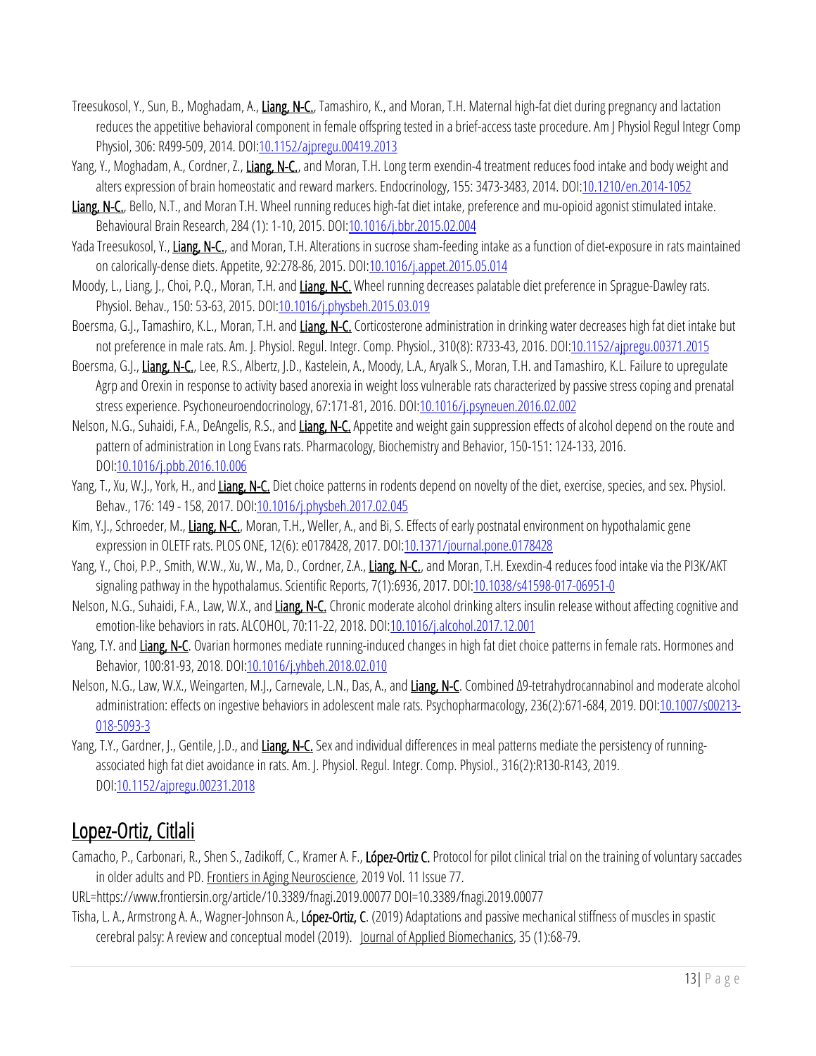Treesukosol, Y., Sun, B., Moghadam, A., **Liang, N-C.**, Tamashiro, K., and Moran, T.H. Maternal high-fat diet during pregnancy and lactation reduces the appetitive behavioral component in female offspring tested in a brief-access taste procedure. Am J Physiol Regul Integr Comp Physiol, 306: R499-509, 2014. DOI:10.1152/ajpregu.00419.2013

Yang, Y., Moghadam, A., Cordner, Z., **Liang, N-C.**, and Moran, T.H. Long term exendin-4 treatment reduces food intake and body weight and alters expression of brain homeostatic and reward markers. Endocrinology, 155: 3473-3483, 2014. DOI:10.1210/en.2014-1052

**Liang, N-C.**, Bello, N.T., and Moran T.H. Wheel running reduces high-fat diet intake, preference and mu-opioid agonist stimulated intake. Behavioural Brain Research, 284 (1): 1-10, 2015. DOI:10.1016/j.bbr.2015.02.004

Yada Treesukosol, Y., **Liang, N-C.**, and Moran, T.H. Alterations in sucrose sham-feeding intake as a function of diet-exposure in rats maintained on calorically-dense diets. Appetite, 92:278-86, 2015. DOI:10.1016/j.appet.2015.05.014

Moody, L., Liang, J., Choi, P.Q., Moran, T.H. and **Liang, N-C.** Wheel running decreases palatable diet preference in Sprague-Dawley rats. Physiol. Behav., 150: 53-63, 2015. DOI:10.1016/j.physbeh.2015.03.019

Boersma, G.J., Tamashiro, K.L., Moran, T.H. and **Liang, N-C.** Corticosterone administration in drinking water decreases high fat diet intake but not preference in male rats. Am. J. Physiol. Regul. Integr. Comp. Physiol., 310(8): R733-43, 2016. DOI:10.1152/ajpregu.00371.2015

Boersma, G.J., **Liang, N-C.**, Lee, R.S., Albertz, J.D., Kastelein, A., Moody, L.A., Aryalk S., Moran, T.H. and Tamashiro, K.L. Failure to upregulate Agrp and Orexin in response to activity based anorexia in weight loss vulnerable rats characterized by passive stress coping and prenatal stress experience. Psychoneuroendocrinology, 67:171-81, 2016. DOI:10.1016/j.psyneuen.2016.02.002

Nelson, N.G., Suhaidi, F.A., DeAngelis, R.S., and **Liang, N-C.** Appetite and weight gain suppression effects of alcohol depend on the route and pattern of administration in Long Evans rats. Pharmacology, Biochemistry and Behavior, 150-151: 124-133, 2016. DOI:10.1016/j.pbb.2016.10.006

Yang, T., Xu, W.J., York, H., and **Liang, N-C.** Diet choice patterns in rodents depend on novelty of the diet, exercise, species, and sex. Physiol. Behav., 176: 149 - 158, 2017. DOI:10.1016/j.physbeh.2017.02.045

Kim, Y.J., Schroeder, M., **Liang, N-C.**, Moran, T.H., Weller, A., and Bi, S. Effects of early postnatal environment on hypothalamic gene expression in OLETF rats. PLOS ONE, 12(6): e0178428, 2017. DOI:10.1371/journal.pone.0178428

Yang, Y., Choi, P.P., Smith, W.W., Xu, W., Ma, D., Cordner, Z.A., **Liang, N-C.**, and Moran, T.H. Exexdin-4 reduces food intake via the PI3K/AKT signaling pathway in the hypothalamus. Scientific Reports, 7(1):6936, 2017. DOI:10.1038/s41598-017-06951-0

Nelson, N.G., Suhaidi, F.A., Law, W.X., and **Liang, N-C.** Chronic moderate alcohol drinking alters insulin release without affecting cognitive and emotion-like behaviors in rats. ALCOHOL, 70:11-22, 2018. DOI:10.1016/j.alcohol.2017.12.001

Yang, T.Y. and **Liang, N-C**. Ovarian hormones mediate running-induced changes in high fat diet choice patterns in female rats. Hormones and Behavior, 100:81-93, 2018. DOI:10.1016/j.yhbeh.2018.02.010

Nelson, N.G., Law, W.X., Weingarten, M.J., Carnevale, L.N., Das, A., and **Liang, N-C**. Combined Δ9-tetrahydrocannabinol and moderate alcohol administration: effects on ingestive behaviors in adolescent male rats. Psychopharmacology, 236(2):671-684, 2019. DOI:10.1007/s00213-018-5093-3

Yang, T.Y., Gardner, J., Gentile, J.D., and **Liang, N-C.** Sex and individual differences in meal patterns mediate the persistency of running-associated high fat diet avoidance in rats. Am. J. Physiol. Regul. Integr. Comp. Physiol., 316(2):R130-R143, 2019. DOI:10.1152/ajpregu.00231.2018

## Lopez-Ortiz, Citlali

Camacho, P., Carbonari, R., Shen S., Zadikoff, C., Kramer A. F., **López-Ortiz C.** Protocol for pilot clinical trial on the training of voluntary saccades in older adults and PD. Frontiers in Aging Neuroscience, 2019 Vol. 11 Issue 77.

URL=https://www.frontiersin.org/article/10.3389/fnagi.2019.00077 DOI=10.3389/fnagi.2019.00077

Tisha, L. A., Armstrong A. A., Wagner-Johnson A., **López-Ortiz, C**. (2019) Adaptations and passive mechanical stiffness of muscles in spastic cerebral palsy: A review and conceptual model (2019). Journal of Applied Biomechanics, 35 (1):68-79.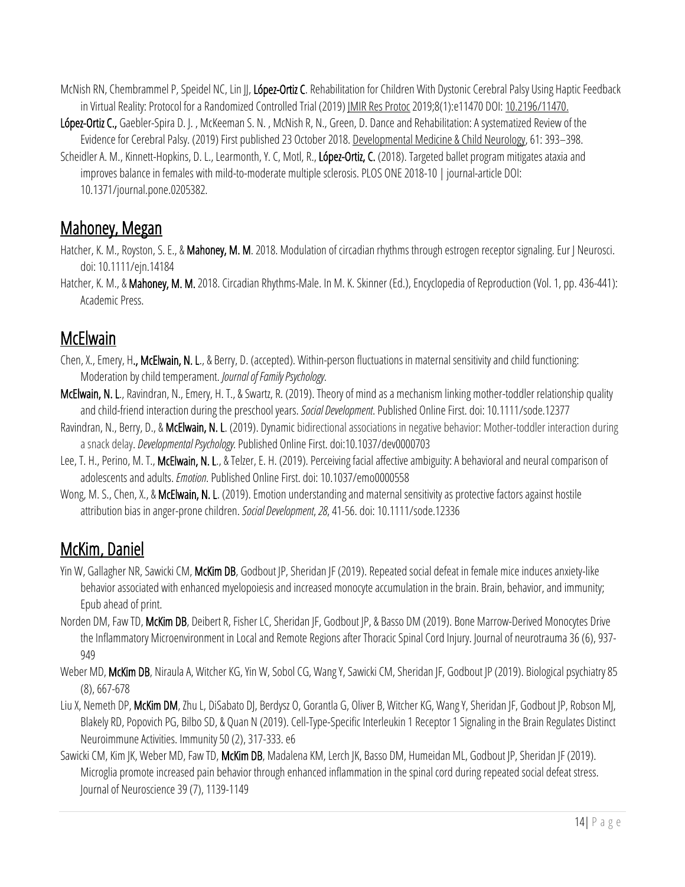McNish RN, Chembrammel P, Speidel NC, Lin JJ, **López-Ortiz C**. Rehabilitation for Children With Dystonic Cerebral Palsy Using Haptic Feedback in Virtual Reality: Protocol for a Randomized Controlled Trial (2019) JMIR Res Protoc 2019;8(1):e11470 DOI: 10.2196/11470.

**López-Ortiz C.,** Gaebler-Spira D. J. , McKeeman S. N. , McNish R, N., Green, D. Dance and Rehabilitation: A systematized Review of the Evidence for Cerebral Palsy. (2019) First published 23 October 2018. Developmental Medicine & Child Neurology, 61: 393–398.

Scheidler A. M., Kinnett-Hopkins, D. L., Learmonth, Y. C, Motl, R., **López-Ortiz, C.** (2018). Targeted ballet program mitigates ataxia and improves balance in females with mild-to-moderate multiple sclerosis. PLOS ONE 2018-10 | journal-article DOI: 10.1371/journal.pone.0205382.

## Mahoney, Megan

Hatcher, K. M., Royston, S. E., & **Mahoney, M. M**. 2018. Modulation of circadian rhythms through estrogen receptor signaling. Eur J Neurosci. doi: 10.1111/ejn.14184

Hatcher, K. M., & **Mahoney, M. M.** 2018. Circadian Rhythms-Male. In M. K. Skinner (Ed.), Encyclopedia of Reproduction (Vol. 1, pp. 436-441): Academic Press.

## McElwain

Chen, X., Emery, H**., McElwain, N. L**., & Berry, D. (accepted). Within-person fluctuations in maternal sensitivity and child functioning: Moderation by child temperament. *Journal of Family Psychology*.

**McElwain, N. L**., Ravindran, N., Emery, H. T., & Swartz, R. (2019). Theory of mind as a mechanism linking mother-toddler relationship quality and child-friend interaction during the preschool years. *Social Development*. Published Online First. doi: 10.1111/sode.12377

Ravindran, N., Berry, D., & **McElwain, N. L**. (2019). Dynamic bidirectional associations in negative behavior: Mother-toddler interaction during a snack delay. *Developmental Psychology.* Published Online First. doi:10.1037/dev0000703

Lee, T. H., Perino, M. T., **McElwain, N. L**., & Telzer, E. H. (2019). Perceiving facial affective ambiguity: A behavioral and neural comparison of adolescents and adults. *Emotion*. Published Online First. doi: 10.1037/emo0000558

Wong, M. S., Chen, X., & **McElwain, N. L**. (2019). Emotion understanding and maternal sensitivity as protective factors against hostile attribution bias in anger-prone children. *Social Development*, *28*, 41-56. doi: 10.1111/sode.12336

## McKim, Daniel

Yin W, Gallagher NR, Sawicki CM, **McKim DB**, Godbout JP, Sheridan JF (2019). Repeated social defeat in female mice induces anxiety-like behavior associated with enhanced myelopoiesis and increased monocyte accumulation in the brain. Brain, behavior, and immunity; Epub ahead of print.

Norden DM, Faw TD, **McKim DB**, Deibert R, Fisher LC, Sheridan JF, Godbout JP, & Basso DM (2019). Bone Marrow-Derived Monocytes Drive the Inflammatory Microenvironment in Local and Remote Regions after Thoracic Spinal Cord Injury. Journal of neurotrauma 36 (6), 937-949

Weber MD, **McKim DB**, Niraula A, Witcher KG, Yin W, Sobol CG, Wang Y, Sawicki CM, Sheridan JF, Godbout JP (2019). Biological psychiatry 85 (8), 667-678

Liu X, Nemeth DP, **McKim DM**, Zhu L, DiSabato DJ, Berdysz O, Gorantla G, Oliver B, Witcher KG, Wang Y, Sheridan JF, Godbout JP, Robson MJ, Blakely RD, Popovich PG, Bilbo SD, & Quan N (2019). Cell-Type-Specific Interleukin 1 Receptor 1 Signaling in the Brain Regulates Distinct Neuroimmune Activities. Immunity 50 (2), 317-333. e6

Sawicki CM, Kim JK, Weber MD, Faw TD, **McKim DB**, Madalena KM, Lerch JK, Basso DM, Humeidan ML, Godbout JP, Sheridan JF (2019). Microglia promote increased pain behavior through enhanced inflammation in the spinal cord during repeated social defeat stress. Journal of Neuroscience 39 (7), 1139-1149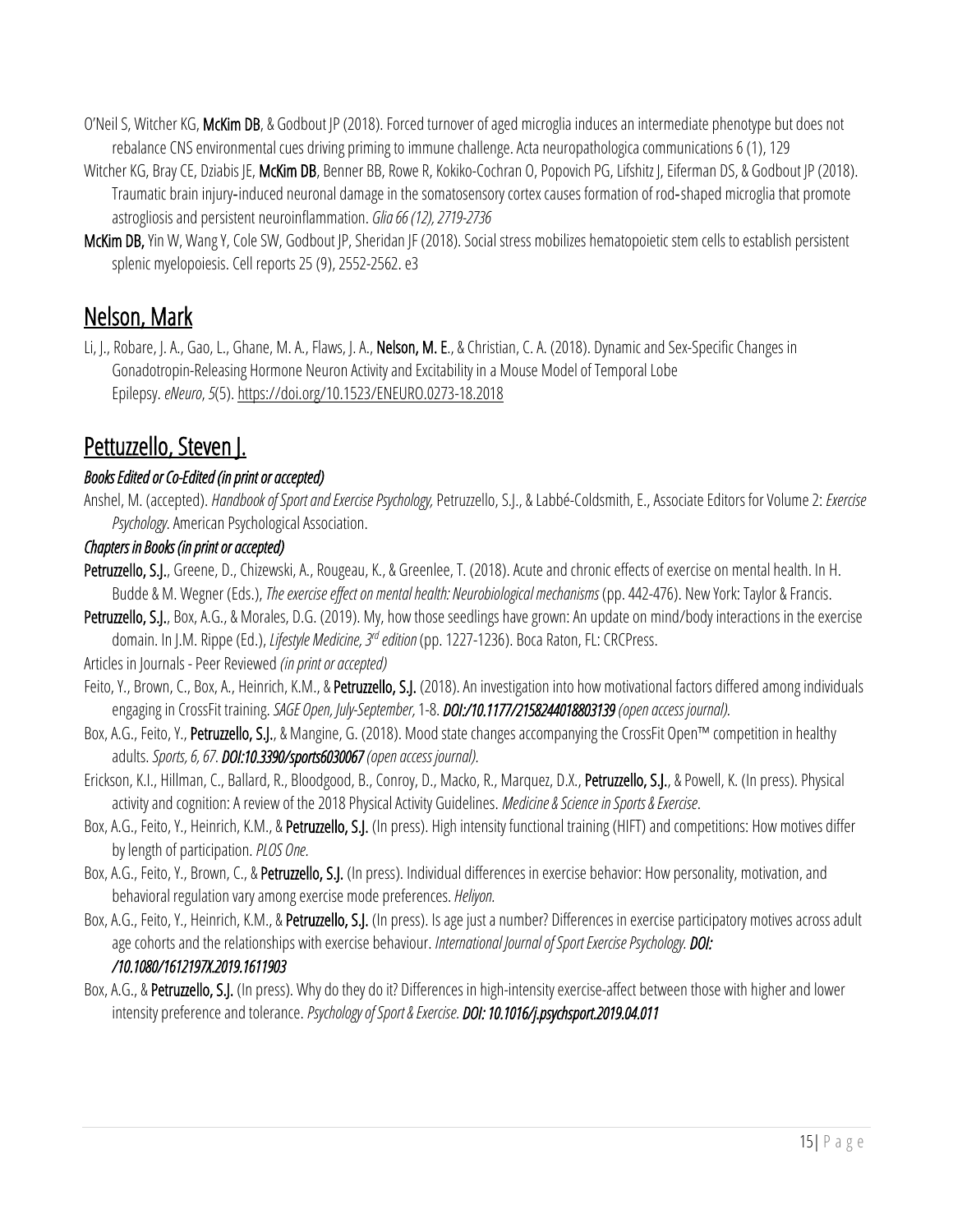O'Neil S, Witcher KG, **McKim DB**, & Godbout JP (2018). Forced turnover of aged microglia induces an intermediate phenotype but does not rebalance CNS environmental cues driving priming to immune challenge. Acta neuropathologica communications 6 (1), 129

Witcher KG, Bray CE, Dziabis JE, **McKim DB**, Benner BB, Rowe R, Kokiko-Cochran O, Popovich PG, Lifshitz J, Eiferman DS, & Godbout JP (2018). Traumatic brain injury-induced neuronal damage in the somatosensory cortex causes formation of rod-shaped microglia that promote astrogliosis and persistent neuroinflammation. *Glia 66 (12), 2719-2736*

**McKim DB,** Yin W, Wang Y, Cole SW, Godbout JP, Sheridan JF (2018). Social stress mobilizes hematopoietic stem cells to establish persistent splenic myelopoiesis. Cell reports 25 (9), 2552-2562. e3

## Nelson, Mark

Li, J., Robare, J. A., Gao, L., Ghane, M. A., Flaws, J. A., **Nelson, M. E.**, & Christian, C. A. (2018). Dynamic and Sex-Specific Changes in Gonadotropin-Releasing Hormone Neuron Activity and Excitability in a Mouse Model of Temporal Lobe Epilepsy. *eNeuro*, *5*(5). https://doi.org/10.1523/ENEURO.0273-18.2018

## Pettuzzello, Steven J.

### *Books Edited or Co-Edited (in print or accepted)*

Anshel, M. (accepted). *Handbook of Sport and Exercise Psychology,* Petruzzello, S.J., & Labbé-Coldsmith, E., Associate Editors for Volume 2: *Exercise Psychology*. American Psychological Association.

### *Chapters in Books (in print or accepted)*

**Petruzzello, S.J.**, Greene, D., Chizewski, A., Rougeau, K., & Greenlee, T. (2018). Acute and chronic effects of exercise on mental health. In H. Budde & M. Wegner (Eds.), *The exercise effect on mental health: Neurobiological mechanisms* (pp. 442-476). New York: Taylor & Francis.

**Petruzzello, S.J.**, Box, A.G., & Morales, D.G. (2019). My, how those seedlings have grown: An update on mind/body interactions in the exercise domain. In J.M. Rippe (Ed.), *Lifestyle Medicine, 3rd edition* (pp. 1227-1236). Boca Raton, FL: CRCPress.

Articles in Journals - Peer Reviewed *(in print or accepted)*

Feito, Y., Brown, C., Box, A., Heinrich, K.M., & **Petruzzello, S.J.** (2018). An investigation into how motivational factors differed among individuals engaging in CrossFit training. *SAGE Open, July-September,* 1-8. ***DOI:/10.1177/2158244018803139*** *(open access journal).*

Box, A.G., Feito, Y., **Petruzzello, S.J.**, & Mangine, G. (2018). Mood state changes accompanying the CrossFit Open™ competition in healthy adults. *Sports, 6, 67*. ***DOI:10.3390/sports6030067*** *(open access journal).*

Erickson, K.I., Hillman, C., Ballard, R., Bloodgood, B., Conroy, D., Macko, R., Marquez, D.X., **Petruzzello, S.J.**, & Powell, K. (In press). Physical activity and cognition: A review of the 2018 Physical Activity Guidelines. *Medicine & Science in Sports & Exercise*.

Box, A.G., Feito, Y., Heinrich, K.M., & **Petruzzello, S.J.** (In press). High intensity functional training (HIFT) and competitions: How motives differ by length of participation. *PLOS One.*

Box, A.G., Feito, Y., Brown, C., & **Petruzzello, S.J.** (In press). Individual differences in exercise behavior: How personality, motivation, and behavioral regulation vary among exercise mode preferences. *Heliyon.*

Box, A.G., Feito, Y., Heinrich, K.M., & **Petruzzello, S.J.** (In press). Is age just a number? Differences in exercise participatory motives across adult age cohorts and the relationships with exercise behaviour. *International Journal of Sport Exercise Psychology.* ***DOI: /10.1080/1612197X.2019.1611903***

Box, A.G., & **Petruzzello, S.J.** (In press). Why do they do it? Differences in high-intensity exercise-affect between those with higher and lower intensity preference and tolerance. *Psychology of Sport & Exercise.* ***DOI: 10.1016/j.psychsport.2019.04.011***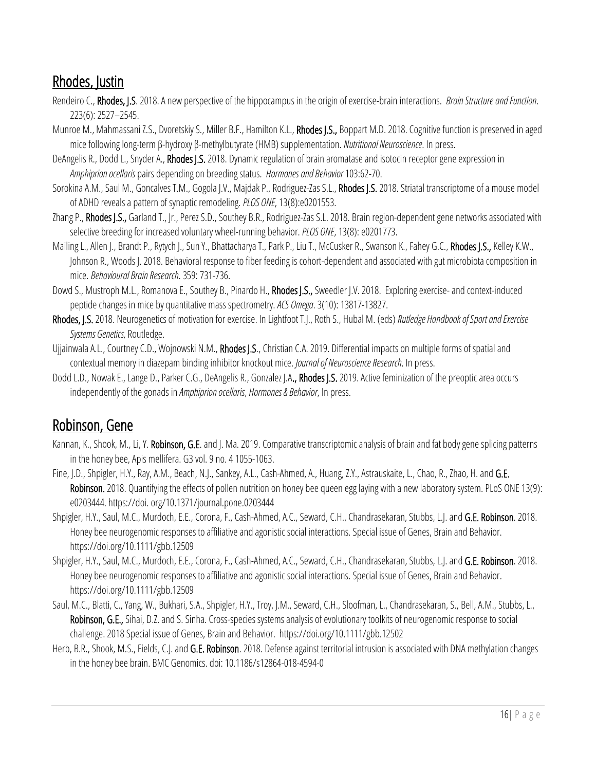## Rhodes, Justin

Rendeiro C., **Rhodes, J.S**. 2018. A new perspective of the hippocampus in the origin of exercise-brain interactions. *Brain Structure and Function*. 223(6): 2527–2545.

Munroe M., Mahmassani Z.S., Dvoretskiy S., Miller B.F., Hamilton K.L., **Rhodes J.S.,** Boppart M.D. 2018. Cognitive function is preserved in aged mice following long-term β-hydroxy β-methylbutyrate (HMB) supplementation. *Nutritional Neuroscience*. In press.

DeAngelis R., Dodd L., Snyder A., **Rhodes J.S.** 2018. Dynamic regulation of brain aromatase and isotocin receptor gene expression in *Amphiprion ocellaris* pairs depending on breeding status. *Hormones and Behavior* 103:62-70.

Sorokina A.M., Saul M., Goncalves T.M., Gogola J.V., Majdak P., Rodriguez-Zas S.L., **Rhodes J.S.** 2018. Striatal transcriptome of a mouse model of ADHD reveals a pattern of synaptic remodeling. *PLOS ONE*, 13(8):e0201553.

Zhang P., **Rhodes J.S.,** Garland T., Jr., Perez S.D., Southey B.R., Rodriguez-Zas S.L. 2018. Brain region-dependent gene networks associated with selective breeding for increased voluntary wheel-running behavior. *PLOS ONE*, 13(8): e0201773.

Mailing L., Allen J., Brandt P., Rytych J., Sun Y., Bhattacharya T., Park P., Liu T., McCusker R., Swanson K., Fahey G.C., **Rhodes J.S.,** Kelley K.W., Johnson R., Woods J. 2018. Behavioral response to fiber feeding is cohort-dependent and associated with gut microbiota composition in mice. *Behavioural Brain Research*. 359: 731-736.

Dowd S., Mustroph M.L., Romanova E., Southey B., Pinardo H., **Rhodes J.S.,** Sweedler J.V. 2018. Exploring exercise- and context-induced peptide changes in mice by quantitative mass spectrometry. *ACS Omega*. 3(10): 13817-13827.

**Rhodes, J.S.** 2018. Neurogenetics of motivation for exercise. In Lightfoot T.J., Roth S., Hubal M. (eds) *Rutledge Handbook of Sport and Exercise Systems Genetics,* Routledge.

Ujjainwala A.L., Courtney C.D., Wojnowski N.M., **Rhodes J.S**., Christian C.A. 2019. Differential impacts on multiple forms of spatial and contextual memory in diazepam binding inhibitor knockout mice. *Journal of Neuroscience Research*. In press.

Dodd L.D., Nowak E., Lange D., Parker C.G., DeAngelis R., Gonzalez J.A**., Rhodes J.S.** 2019. Active feminization of the preoptic area occurs independently of the gonads in *Amphiprion ocellaris*, *Hormones & Behavior*, In press.

## Robinson, Gene

Kannan, K., Shook, M., Li, Y. **Robinson, G.E**. and J. Ma. 2019. Comparative transcriptomic analysis of brain and fat body gene splicing patterns in the honey bee, Apis mellifera. G3 vol. 9 no. 4 1055-1063.

Fine, J.D., Shpigler, H.Y., Ray, A.M., Beach, N.J., Sankey, A.L., Cash-Ahmed, A., Huang, Z.Y., Astrauskaite, L., Chao, R., Zhao, H. and **G.E. Robinson.** 2018. Quantifying the effects of pollen nutrition on honey bee queen egg laying with a new laboratory system. PLoS ONE 13(9): e0203444. https://doi. org/10.1371/journal.pone.0203444

Shpigler, H.Y., Saul, M.C., Murdoch, E.E., Corona, F., Cash-Ahmed, A.C., Seward, C.H., Chandrasekaran, Stubbs, L.J. and **G.E. Robinson**. 2018. Honey bee neurogenomic responses to affiliative and agonistic social interactions. Special issue of Genes, Brain and Behavior. https://doi.org/10.1111/gbb.12509

Shpigler, H.Y., Saul, M.C., Murdoch, E.E., Corona, F., Cash-Ahmed, A.C., Seward, C.H., Chandrasekaran, Stubbs, L.J. and **G.E. Robinson**. 2018. Honey bee neurogenomic responses to affiliative and agonistic social interactions. Special issue of Genes, Brain and Behavior. https://doi.org/10.1111/gbb.12509

Saul, M.C., Blatti, C., Yang, W., Bukhari, S.A., Shpigler, H.Y., Troy, J.M., Seward, C.H., Sloofman, L., Chandrasekaran, S., Bell, A.M., Stubbs, L., **Robinson, G.E.,** Sihai, D.Z. and S. Sinha. Cross-species systems analysis of evolutionary toolkits of neurogenomic response to social challenge. 2018 Special issue of Genes, Brain and Behavior. https://doi.org/10.1111/gbb.12502

Herb, B.R., Shook, M.S., Fields, C.J. and **G.E. Robinson**. 2018. Defense against territorial intrusion is associated with DNA methylation changes in the honey bee brain. BMC Genomics. doi: 10.1186/s12864-018-4594-0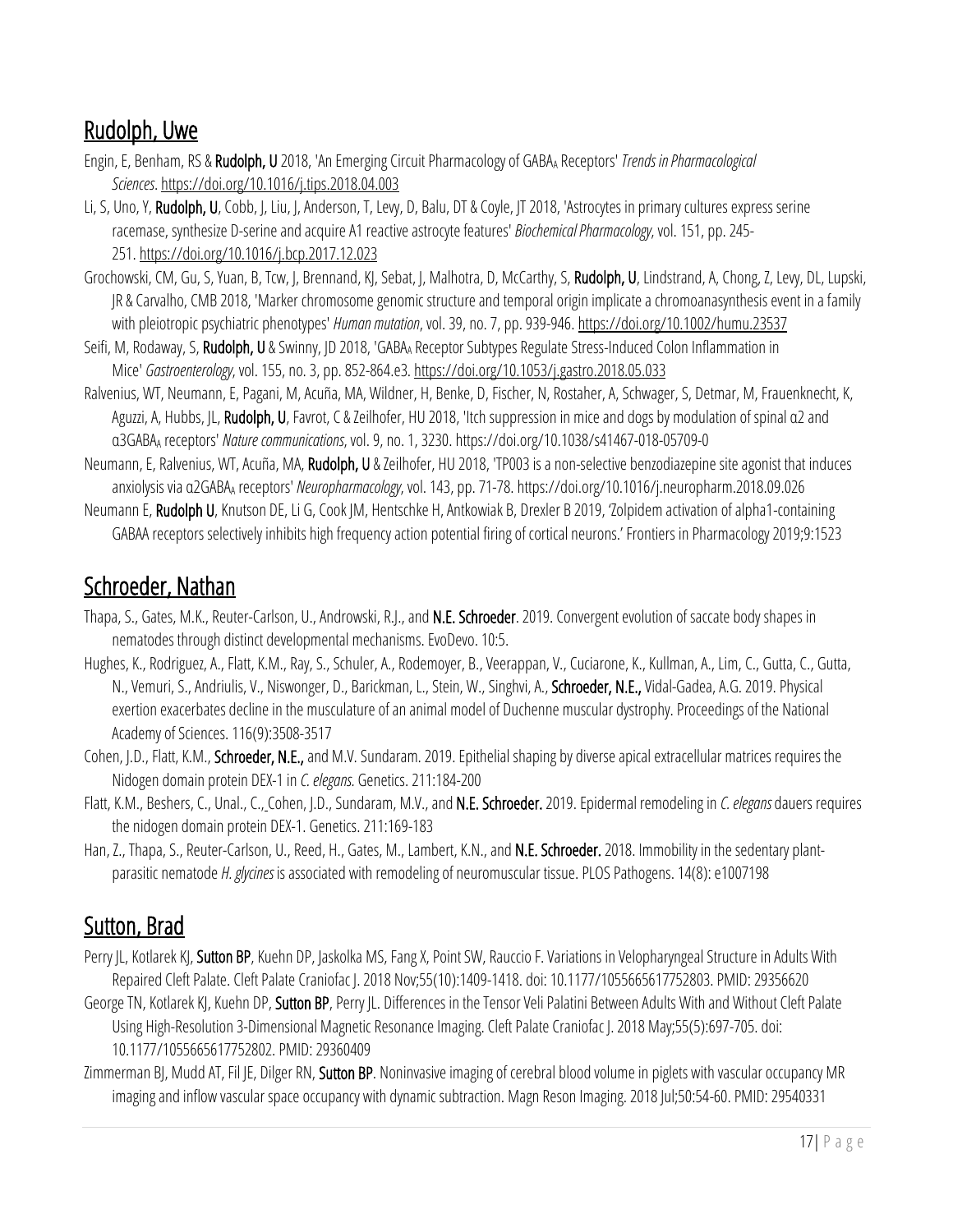## Rudolph, Uwe

Engin, E, Benham, RS & **Rudolph, U** 2018, 'An Emerging Circuit Pharmacology of $GABA_A$ Receptors' *Trends in Pharmacological Sciences*. https://doi.org/10.1016/j.tips.2018.04.003

Li, S, Uno, Y, **Rudolph, U**, Cobb, J, Liu, J, Anderson, T, Levy, D, Balu, DT & Coyle, JT 2018, 'Astrocytes in primary cultures express serine racemase, synthesize D-serine and acquire A1 reactive astrocyte features' *Biochemical Pharmacology*, vol. 151, pp. 245-251. https://doi.org/10.1016/j.bcp.2017.12.023

Grochowski, CM, Gu, S, Yuan, B, Tcw, J, Brennand, KJ, Sebat, J, Malhotra, D, McCarthy, S, **Rudolph, U**, Lindstrand, A, Chong, Z, Levy, DL, Lupski, JR & Carvalho, CMB 2018, 'Marker chromosome genomic structure and temporal origin implicate a chromoanasynthesis event in a family with pleiotropic psychiatric phenotypes' *Human mutation*, vol. 39, no. 7, pp. 939-946. https://doi.org/10.1002/humu.23537

Seifi, M, Rodaway, S, **Rudolph, U** & Swinny, JD 2018, '$GABA_A$ Receptor Subtypes Regulate Stress-Induced Colon Inflammation in Mice' *Gastroenterology*, vol. 155, no. 3, pp. 852-864.e3. https://doi.org/10.1053/j.gastro.2018.05.033

Ralvenius, WT, Neumann, E, Pagani, M, Acuña, MA, Wildner, H, Benke, D, Fischer, N, Rostaher, A, Schwager, S, Detmar, M, Frauenknecht, K, Aguzzi, A, Hubbs, JL, **Rudolph, U**, Favrot, C & Zeilhofer, HU 2018, 'Itch suppression in mice and dogs by modulation of spinal α2 and α3$GABA_A$ receptors' *Nature communications*, vol. 9, no. 1, 3230. https://doi.org/10.1038/s41467-018-05709-0

Neumann, E, Ralvenius, WT, Acuña, MA, **Rudolph, U** & Zeilhofer, HU 2018, 'TP003 is a non-selective benzodiazepine site agonist that induces anxiolysis via α2$GABA_A$ receptors' *Neuropharmacology*, vol. 143, pp. 71-78. https://doi.org/10.1016/j.neuropharm.2018.09.026

Neumann E, **Rudolph U**, Knutson DE, Li G, Cook JM, Hentschke H, Antkowiak B, Drexler B 2019, 'Zolpidem activation of alpha1-containing GABAA receptors selectively inhibits high frequency action potential firing of cortical neurons.' Frontiers in Pharmacology 2019;9:1523

## Schroeder, Nathan

Thapa, S., Gates, M.K., Reuter-Carlson, U., Androwski, R.J., and **N.E. Schroeder**. 2019. Convergent evolution of saccate body shapes in nematodes through distinct developmental mechanisms. EvoDevo. 10:5.

Hughes, K., Rodriguez, A., Flatt, K.M., Ray, S., Schuler, A., Rodemoyer, B., Veerappan, V., Cuciarone, K., Kullman, A., Lim, C., Gutta, C., Gutta, N., Vemuri, S., Andriulis, V., Niswonger, D., Barickman, L., Stein, W., Singhvi, A., **Schroeder, N.E.,** Vidal-Gadea, A.G. 2019. Physical exertion exacerbates decline in the musculature of an animal model of Duchenne muscular dystrophy. Proceedings of the National Academy of Sciences. 116(9):3508-3517

Cohen, J.D., Flatt, K.M., **Schroeder, N.E.,** and M.V. Sundaram. 2019. Epithelial shaping by diverse apical extracellular matrices requires the Nidogen domain protein DEX-1 in *C. elegans.* Genetics. 211:184-200

Flatt, K.M., Beshers, C., Unal., C., Cohen, J.D., Sundaram, M.V., and **N.E. Schroeder.** 2019. Epidermal remodeling in *C. elegans* dauers requires the nidogen domain protein DEX-1. Genetics. 211:169-183

Han, Z., Thapa, S., Reuter-Carlson, U., Reed, H., Gates, M., Lambert, K.N., and **N.E. Schroeder.** 2018. Immobility in the sedentary plant-parasitic nematode *H. glycines* is associated with remodeling of neuromuscular tissue. PLOS Pathogens. 14(8): e1007198

## Sutton, Brad

Perry JL, Kotlarek KJ, **Sutton BP**, Kuehn DP, Jaskolka MS, Fang X, Point SW, Rauccio F. Variations in Velopharyngeal Structure in Adults With Repaired Cleft Palate. Cleft Palate Craniofac J. 2018 Nov;55(10):1409-1418. doi: 10.1177/1055665617752803. PMID: 29356620

George TN, Kotlarek KJ, Kuehn DP, **Sutton BP**, Perry JL. Differences in the Tensor Veli Palatini Between Adults With and Without Cleft Palate Using High-Resolution 3-Dimensional Magnetic Resonance Imaging. Cleft Palate Craniofac J. 2018 May;55(5):697-705. doi: 10.1177/1055665617752802. PMID: 29360409

Zimmerman BJ, Mudd AT, Fil JE, Dilger RN, **Sutton BP**. Noninvasive imaging of cerebral blood volume in piglets with vascular occupancy MR imaging and inflow vascular space occupancy with dynamic subtraction. Magn Reson Imaging. 2018 Jul;50:54-60. PMID: 29540331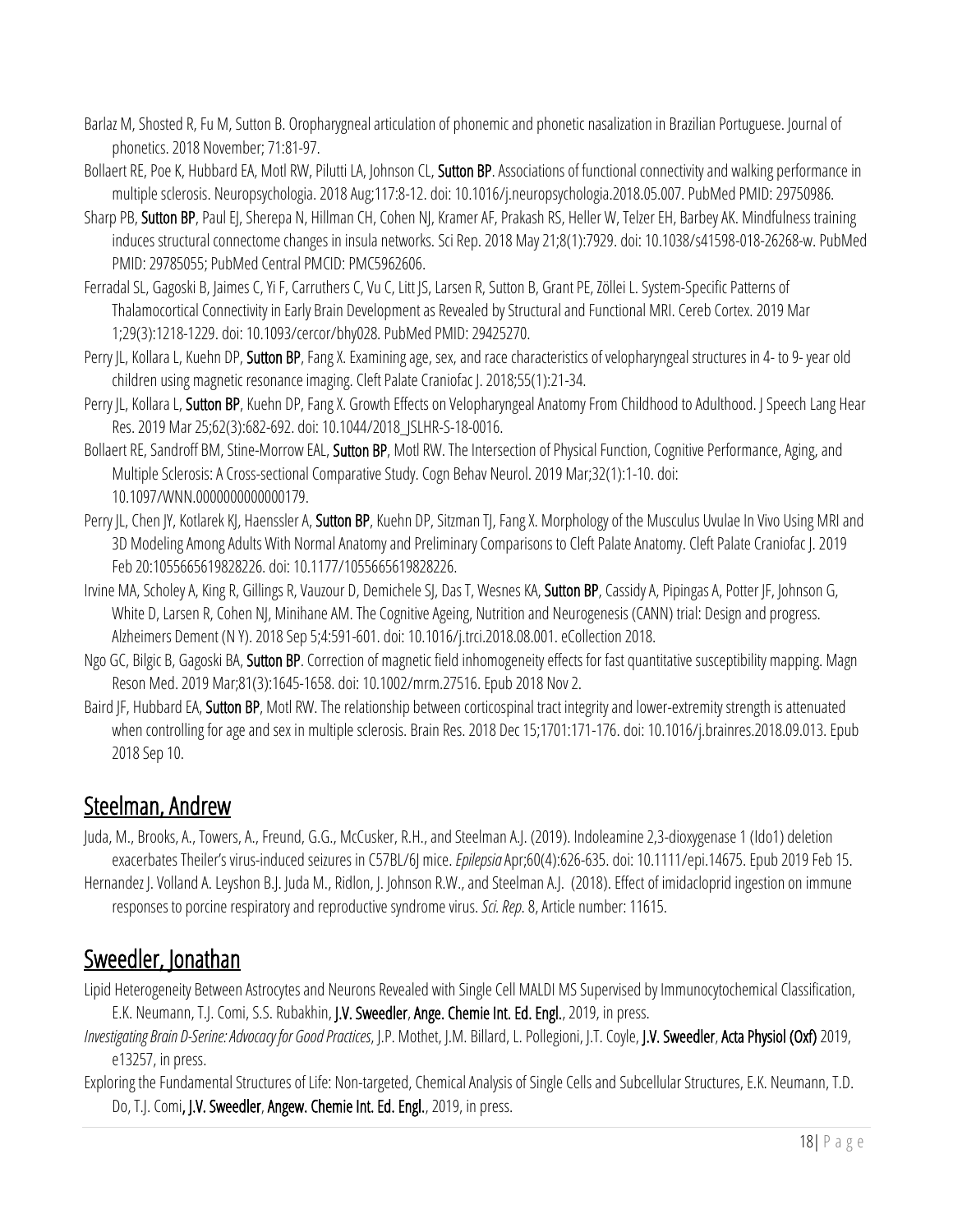Barlaz M, Shosted R, Fu M, Sutton B. Oropharygneal articulation of phonemic and phonetic nasalization in Brazilian Portuguese. Journal of phonetics. 2018 November; 71:81-97.

Bollaert RE, Poe K, Hubbard EA, Motl RW, Pilutti LA, Johnson CL, **Sutton BP**. Associations of functional connectivity and walking performance in multiple sclerosis. Neuropsychologia. 2018 Aug;117:8-12. doi: 10.1016/j.neuropsychologia.2018.05.007. PubMed PMID: 29750986.

Sharp PB, **Sutton BP**, Paul EJ, Sherepa N, Hillman CH, Cohen NJ, Kramer AF, Prakash RS, Heller W, Telzer EH, Barbey AK. Mindfulness training induces structural connectome changes in insula networks. Sci Rep. 2018 May 21;8(1):7929. doi: 10.1038/s41598-018-26268-w. PubMed PMID: 29785055; PubMed Central PMCID: PMC5962606.

Ferradal SL, Gagoski B, Jaimes C, Yi F, Carruthers C, Vu C, Litt JS, Larsen R, Sutton B, Grant PE, Zöllei L. System-Specific Patterns of Thalamocortical Connectivity in Early Brain Development as Revealed by Structural and Functional MRI. Cereb Cortex. 2019 Mar 1;29(3):1218-1229. doi: 10.1093/cercor/bhy028. PubMed PMID: 29425270.

Perry JL, Kollara L, Kuehn DP, **Sutton BP**, Fang X. Examining age, sex, and race characteristics of velopharyngeal structures in 4- to 9- year old children using magnetic resonance imaging. Cleft Palate Craniofac J. 2018;55(1):21-34.

Perry JL, Kollara L, **Sutton BP**, Kuehn DP, Fang X. Growth Effects on Velopharyngeal Anatomy From Childhood to Adulthood. J Speech Lang Hear Res. 2019 Mar 25;62(3):682-692. doi: 10.1044/2018_JSLHR-S-18-0016.

Bollaert RE, Sandroff BM, Stine-Morrow EAL, **Sutton BP**, Motl RW. The Intersection of Physical Function, Cognitive Performance, Aging, and Multiple Sclerosis: A Cross-sectional Comparative Study. Cogn Behav Neurol. 2019 Mar;32(1):1-10. doi: 10.1097/WNN.0000000000000179.

Perry JL, Chen JY, Kotlarek KJ, Haenssler A, **Sutton BP**, Kuehn DP, Sitzman TJ, Fang X. Morphology of the Musculus Uvulae In Vivo Using MRI and 3D Modeling Among Adults With Normal Anatomy and Preliminary Comparisons to Cleft Palate Anatomy. Cleft Palate Craniofac J. 2019 Feb 20:1055665619828226. doi: 10.1177/1055665619828226.

Irvine MA, Scholey A, King R, Gillings R, Vauzour D, Demichele SJ, Das T, Wesnes KA, **Sutton BP**, Cassidy A, Pipingas A, Potter JF, Johnson G, White D, Larsen R, Cohen NJ, Minihane AM. The Cognitive Ageing, Nutrition and Neurogenesis (CANN) trial: Design and progress. Alzheimers Dement (N Y). 2018 Sep 5;4:591-601. doi: 10.1016/j.trci.2018.08.001. eCollection 2018.

Ngo GC, Bilgic B, Gagoski BA, **Sutton BP**. Correction of magnetic field inhomogeneity effects for fast quantitative susceptibility mapping. Magn Reson Med. 2019 Mar;81(3):1645-1658. doi: 10.1002/mrm.27516. Epub 2018 Nov 2.

Baird JF, Hubbard EA, **Sutton BP**, Motl RW. The relationship between corticospinal tract integrity and lower-extremity strength is attenuated when controlling for age and sex in multiple sclerosis. Brain Res. 2018 Dec 15;1701:171-176. doi: 10.1016/j.brainres.2018.09.013. Epub 2018 Sep 10.

## Steelman, Andrew

Juda, M., Brooks, A., Towers, A., Freund, G.G., McCusker, R.H., and Steelman A.J. (2019). Indoleamine 2,3-dioxygenase 1 (Ido1) deletion exacerbates Theiler's virus-induced seizures in C57BL/6J mice. *Epilepsia* Apr;60(4):626-635. doi: 10.1111/epi.14675. Epub 2019 Feb 15.

Hernandez J. Volland A. Leyshon B.J. Juda M., Ridlon, J. Johnson R.W., and Steelman A.J. (2018). Effect of imidacloprid ingestion on immune responses to porcine respiratory and reproductive syndrome virus. *Sci. Rep*. 8, Article number: 11615.

## Sweedler, Jonathan

Lipid Heterogeneity Between Astrocytes and Neurons Revealed with Single Cell MALDI MS Supervised by Immunocytochemical Classification, E.K. Neumann, T.J. Comi, S.S. Rubakhin, **J.V. Sweedler**, **Ange. Chemie Int. Ed. Engl.**, 2019, in press.

*Investigating Brain D-Serine: Advocacy for Good Practices*, J.P. Mothet, J.M. Billard, L. Pollegioni, J.T. Coyle, **J.V. Sweedler**, **Acta Physiol (Oxf)** 2019, e13257, in press.

Exploring the Fundamental Structures of Life: Non-targeted, Chemical Analysis of Single Cells and Subcellular Structures, E.K. Neumann, T.D. Do, T.J. Comi**, J.V. Sweedler**, **Angew. Chemie Int. Ed. Engl.**, 2019, in press.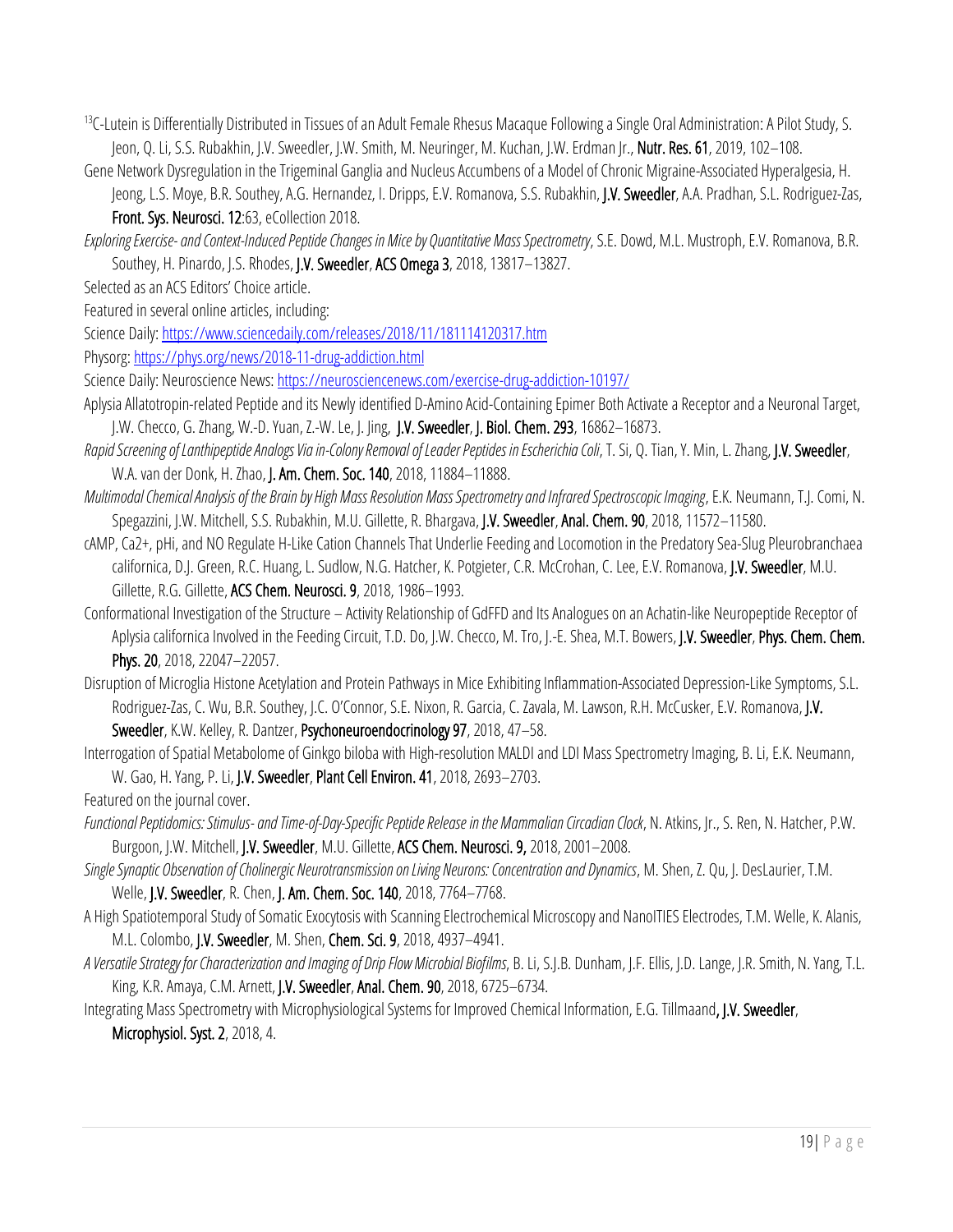$^{13}$C-Lutein is Differentially Distributed in Tissues of an Adult Female Rhesus Macaque Following a Single Oral Administration: A Pilot Study, S. Jeon, Q. Li, S.S. Rubakhin, J.V. Sweedler, J.W. Smith, M. Neuringer, M. Kuchan, J.W. Erdman Jr., **Nutr. Res. 61**, 2019, 102–108.

Gene Network Dysregulation in the Trigeminal Ganglia and Nucleus Accumbens of a Model of Chronic Migraine-Associated Hyperalgesia, H. Jeong, L.S. Moye, B.R. Southey, A.G. Hernandez, I. Dripps, E.V. Romanova, S.S. Rubakhin, **J.V. Sweedler**, A.A. Pradhan, S.L. Rodriguez-Zas, **Front. Sys. Neurosci. 12**:63, eCollection 2018.

*Exploring Exercise- and Context-Induced Peptide Changes in Mice by Quantitative Mass Spectrometry*, S.E. Dowd, M.L. Mustroph, E.V. Romanova, B.R. Southey, H. Pinardo, J.S. Rhodes, **J.V. Sweedler**, **ACS Omega 3**, 2018, 13817–13827.

Selected as an ACS Editors' Choice article.

Featured in several online articles, including:

Science Daily: https://www.sciencedaily.com/releases/2018/11/181114120317.htm

Physorg: https://phys.org/news/2018-11-drug-addiction.html

Science Daily: Neuroscience News: https://neurosciencenews.com/exercise-drug-addiction-10197/

Aplysia Allatotropin-related Peptide and its Newly identified D-Amino Acid-Containing Epimer Both Activate a Receptor and a Neuronal Target, J.W. Checco, G. Zhang, W.-D. Yuan, Z.-W. Le, J. Jing, **J.V. Sweedler**, **J. Biol. Chem. 293**, 16862–16873.

*Rapid Screening of Lanthipeptide Analogs Via in-Colony Removal of Leader Peptides in Escherichia Coli*, T. Si, Q. Tian, Y. Min, L. Zhang, **J.V. Sweedler**, W.A. van der Donk, H. Zhao, **J. Am. Chem. Soc. 140**, 2018, 11884–11888.

*Multimodal Chemical Analysis of the Brain by High Mass Resolution Mass Spectrometry and Infrared Spectroscopic Imaging*, E.K. Neumann, T.J. Comi, N. Spegazzini, J.W. Mitchell, S.S. Rubakhin, M.U. Gillette, R. Bhargava, **J.V. Sweedler**, **Anal. Chem. 90**, 2018, 11572–11580.

cAMP, Ca2+, pHi, and NO Regulate H-Like Cation Channels That Underlie Feeding and Locomotion in the Predatory Sea-Slug Pleurobranchaea californica, D.J. Green, R.C. Huang, L. Sudlow, N.G. Hatcher, K. Potgieter, C.R. McCrohan, C. Lee, E.V. Romanova, **J.V. Sweedler**, M.U. Gillette, R.G. Gillette, **ACS Chem. Neurosci. 9**, 2018, 1986–1993.

Conformational Investigation of the Structure – Activity Relationship of GdFFD and Its Analogues on an Achatin-like Neuropeptide Receptor of Aplysia californica Involved in the Feeding Circuit, T.D. Do, J.W. Checco, M. Tro, J.-E. Shea, M.T. Bowers, **J.V. Sweedler**, **Phys. Chem. Chem. Phys. 20**, 2018, 22047–22057.

Disruption of Microglia Histone Acetylation and Protein Pathways in Mice Exhibiting Inflammation-Associated Depression-Like Symptoms, S.L. Rodriguez-Zas, C. Wu, B.R. Southey, J.C. O'Connor, S.E. Nixon, R. Garcia, C. Zavala, M. Lawson, R.H. McCusker, E.V. Romanova, **J.V. Sweedler**, K.W. Kelley, R. Dantzer, **Psychoneuroendocrinology 97**, 2018, 47–58.

Interrogation of Spatial Metabolome of Ginkgo biloba with High-resolution MALDI and LDI Mass Spectrometry Imaging, B. Li, E.K. Neumann, W. Gao, H. Yang, P. Li, **J.V. Sweedler**, **Plant Cell Environ. 41**, 2018, 2693–2703.

Featured on the journal cover.

*Functional Peptidomics: Stimulus- and Time-of-Day-Specific Peptide Release in the Mammalian Circadian Clock*, N. Atkins, Jr., S. Ren, N. Hatcher, P.W. Burgoon, J.W. Mitchell, **J.V. Sweedler**, M.U. Gillette, **ACS Chem. Neurosci. 9,** 2018, 2001–2008.

*Single Synaptic Observation of Cholinergic Neurotransmission on Living Neurons: Concentration and Dynamics*, M. Shen, Z. Qu, J. DesLaurier, T.M. Welle, **J.V. Sweedler**, R. Chen, **J. Am. Chem. Soc. 140**, 2018, 7764–7768.

A High Spatiotemporal Study of Somatic Exocytosis with Scanning Electrochemical Microscopy and NanoITIES Electrodes, T.M. Welle, K. Alanis, M.L. Colombo, **J.V. Sweedler**, M. Shen, **Chem. Sci. 9**, 2018, 4937–4941.

*A Versatile Strategy for Characterization and Imaging of Drip Flow Microbial Biofilms*, B. Li, S.J.B. Dunham, J.F. Ellis, J.D. Lange, J.R. Smith, N. Yang, T.L. King, K.R. Amaya, C.M. Arnett, **J.V. Sweedler**, **Anal. Chem. 90**, 2018, 6725–6734.

Integrating Mass Spectrometry with Microphysiological Systems for Improved Chemical Information, E.G. Tillmaand**, J.V. Sweedler**, **Microphysiol. Syst. 2**, 2018, 4.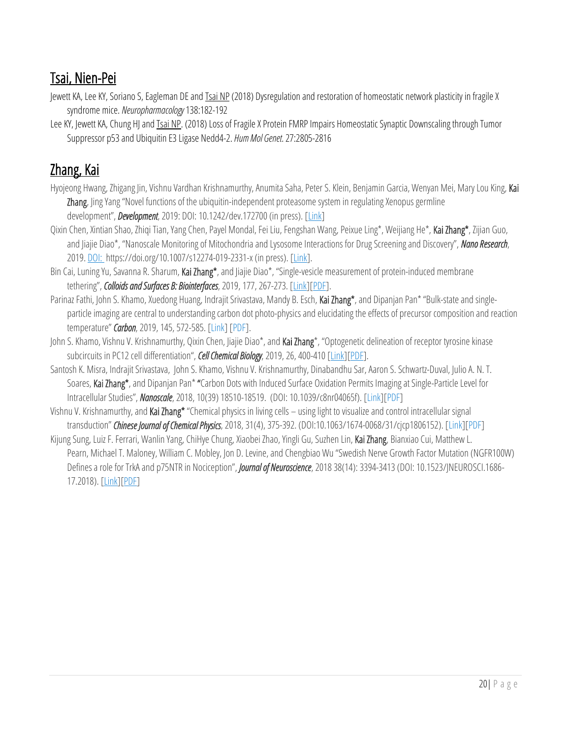## Tsai, Nien-Pei

Jewett KA, Lee KY, Soriano S, Eagleman DE and Tsai NP (2018) Dysregulation and restoration of homeostatic network plasticity in fragile X syndrome mice. *Neuropharmacology* 138:182-192

Lee KY, Jewett KA, Chung HJ and Tsai NP. (2018) Loss of Fragile X Protein FMRP Impairs Homeostatic Synaptic Downscaling through Tumor Suppressor p53 and Ubiquitin E3 Ligase Nedd4-2. *Hum Mol Genet.* 27:2805-2816

## Zhang, Kai

Hyojeong Hwang, Zhigang Jin, Vishnu Vardhan Krishnamurthy, Anumita Saha, Peter S. Klein, Benjamin Garcia, Wenyan Mei, Mary Lou King, **Kai Zhang**, Jing Yang "Novel functions of the ubiquitin-independent proteasome system in regulating Xenopus germline development", ***Development***, 2019: DOI: 10.1242/dev.172700 (in press). [Link]

Qixin Chen, Xintian Shao, Zhiqi Tian, Yang Chen, Payel Mondal, Fei Liu, Fengshan Wang, Peixue Ling*, Weijiang He*, **Kai Zhang***, Zijian Guo, and Jiajie Diao*, "Nanoscale Monitoring of Mitochondria and Lysosome Interactions for Drug Screening and Discovery", ***Nano Research***, 2019. DOI: https://doi.org/10.1007/s12274-019-2331-x (in press). [Link].

Bin Cai, Luning Yu, Savanna R. Sharum, **Kai Zhang***, and Jiajie Diao*, "Single-vesicle measurement of protein-induced membrane tethering", ***Colloids and Surfaces B: Biointerfaces***, 2019, 177, 267-273. [Link][PDF].

Parinaz Fathi, John S. Khamo, Xuedong Huang, Indrajit Srivastava, Mandy B. Esch, **Kai Zhang***, and Dipanjan Pan* "Bulk-state and single-particle imaging are central to understanding carbon dot photo-physics and elucidating the effects of precursor composition and reaction temperature" ***Carbon***, 2019, 145, 572-585. [Link] [PDF].

John S. Khamo, Vishnu V. Krishnamurthy, Qixin Chen, Jiajie Diao*, and **Kai Zhang***, "Optogenetic delineation of receptor tyrosine kinase subcircuits in PC12 cell differentiation", ***Cell Chemical Biology***, 2019, 26, 400-410 [Link][PDF].

Santosh K. Misra, Indrajit Srivastava, John S. Khamo, Vishnu V. Krishnamurthy, Dinabandhu Sar, Aaron S. Schwartz-Duval, Julio A. N. T. Soares, **Kai Zhang***, and Dipanjan Pan* "Carbon Dots with Induced Surface Oxidation Permits Imaging at Single-Particle Level for Intracellular Studies", ***Nanoscale***, 2018, 10(39) 18510-18519. (DOI: 10.1039/c8nr04065f). [Link][PDF]

Vishnu V. Krishnamurthy, and **Kai Zhang*** "Chemical physics in living cells – using light to visualize and control intracellular signal transduction" ***Chinese Journal of Chemical Physics***, 2018, 31(4), 375-392. (DOI:10.1063/1674-0068/31/cjcp1806152). [Link][PDF]

Kijung Sung, Luiz F. Ferrari, Wanlin Yang, ChiHye Chung, Xiaobei Zhao, Yingli Gu, Suzhen Lin, **Kai Zhang**, Bianxiao Cui, Matthew L. Pearn, Michael T. Maloney, William C. Mobley, Jon D. Levine, and Chengbiao Wu "Swedish Nerve Growth Factor Mutation (NGFR100W) Defines a role for TrkA and p75NTR in Nociception", ***Journal of Neuroscience***, 2018 38(14): 3394-3413 (DOI: 10.1523/JNEUROSCI.1686-17.2018). [Link][PDF]